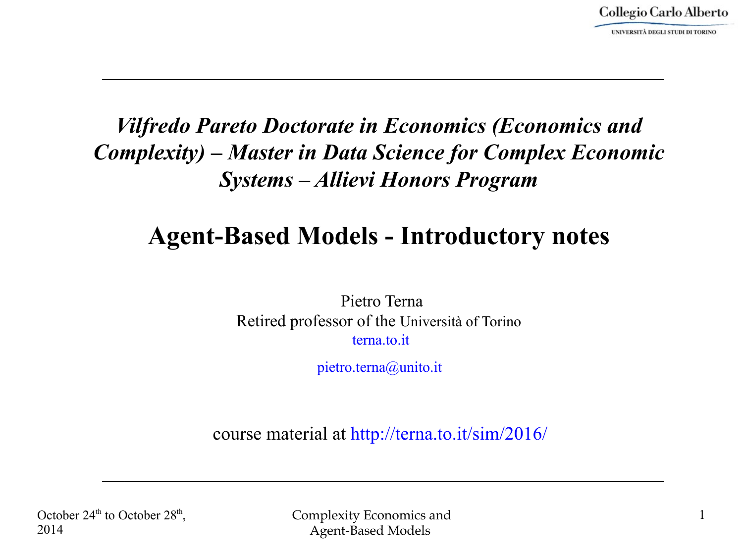---

*Vilfredo Pareto Doctorate in Economics (Economics and Complexity) – Master in Data Science for Complex Economic Systems – Allievi Honors Program*

# Agent-Based Models - Introductory notes

Pietro Terna
Retired professor of the Università of Torino
terna.to.it

pietro.terna@unito.it

course material at http://terna.to.it/sim/2016/

---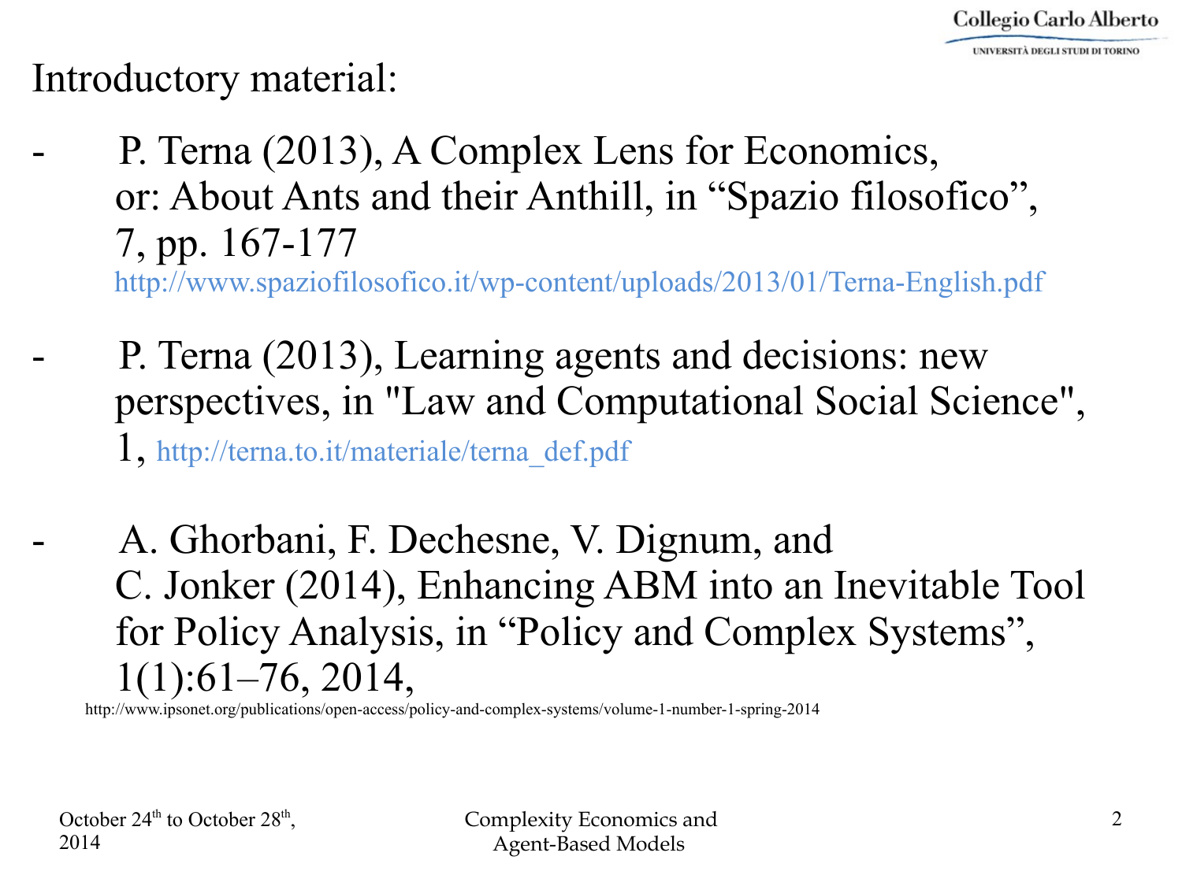Introductory material:

- P. Terna (2013), A Complex Lens for Economics, or: About Ants and their Anthill, in "Spazio filosofico", 7, pp. 167-177
  http://www.spaziofilosofico.it/wp-content/uploads/2013/01/Terna-English.pdf

- P. Terna (2013), Learning agents and decisions: new perspectives, in "Law and Computational Social Science", 1, http://terna.to.it/materiale/terna_def.pdf

- A. Ghorbani, F. Dechesne, V. Dignum, and C. Jonker (2014), Enhancing ABM into an Inevitable Tool for Policy Analysis, in "Policy and Complex Systems", 1(1):61–76, 2014,
  http://www.ipsonet.org/publications/open-access/policy-and-complex-systems/volume-1-number-1-spring-2014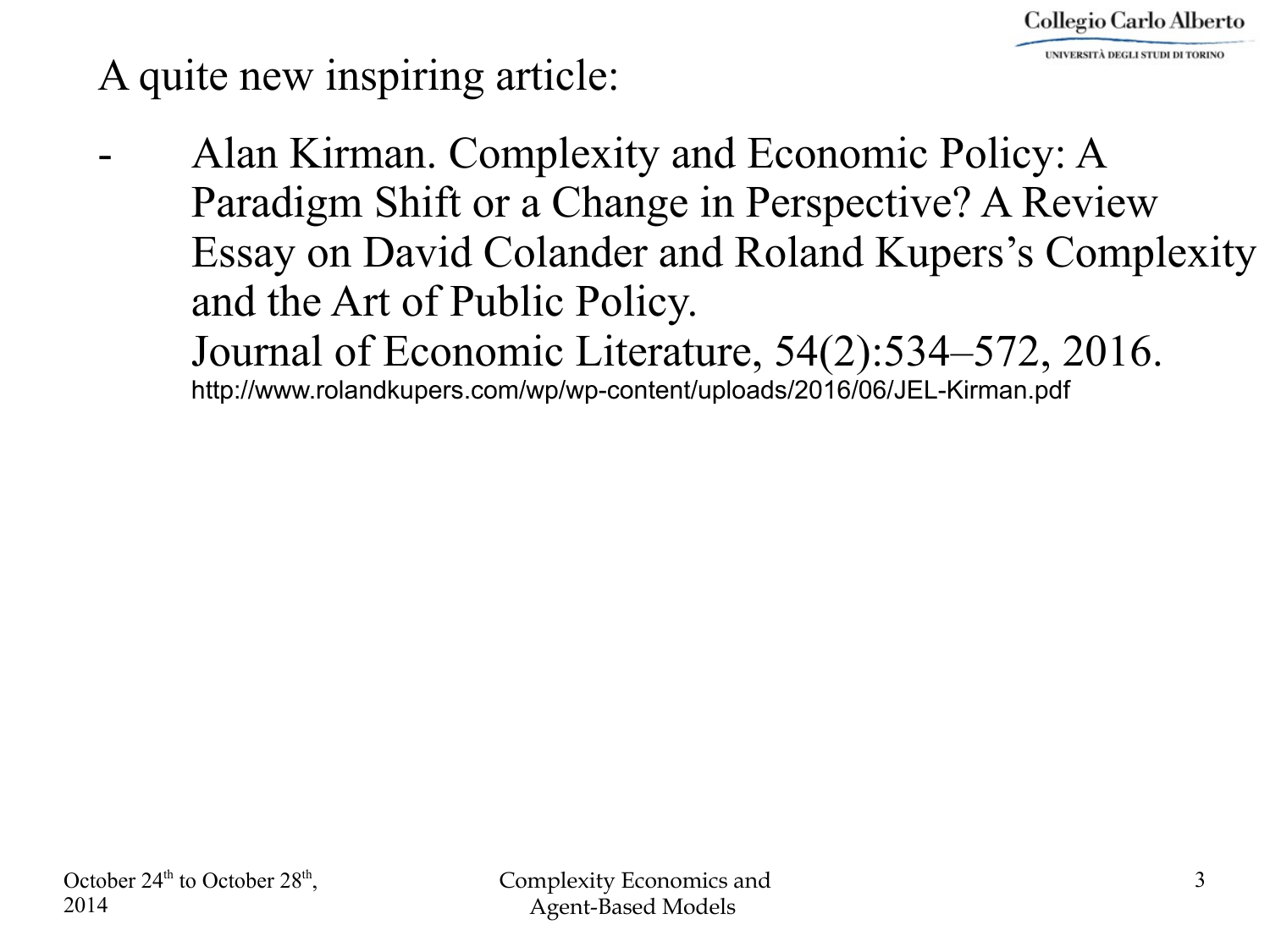A quite new inspiring article:

- Alan Kirman. Complexity and Economic Policy: A Paradigm Shift or a Change in Perspective? A Review Essay on David Colander and Roland Kupers's Complexity and the Art of Public Policy.
  Journal of Economic Literature, 54(2):534–572, 2016.
  http://www.rolandkupers.com/wp/wp-content/uploads/2016/06/JEL-Kirman.pdf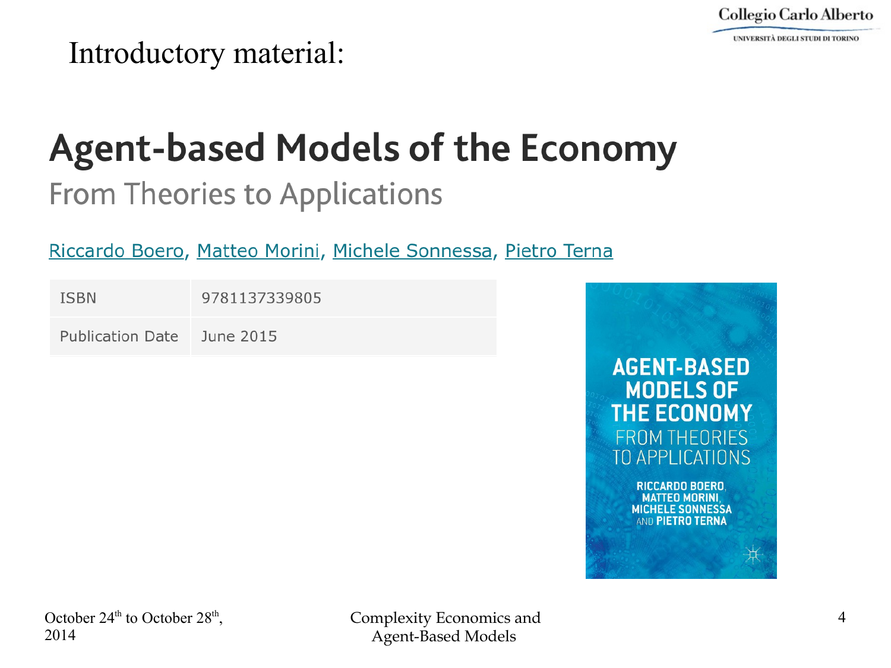Introductory material:

# Agent-based Models of the Economy

## From Theories to Applications

Riccardo Boero, Matteo Morini, Michele Sonnessa, Pietro Terna

| ISBN | 9781137339805 |
| --- | --- |
| Publication Date | June 2015 |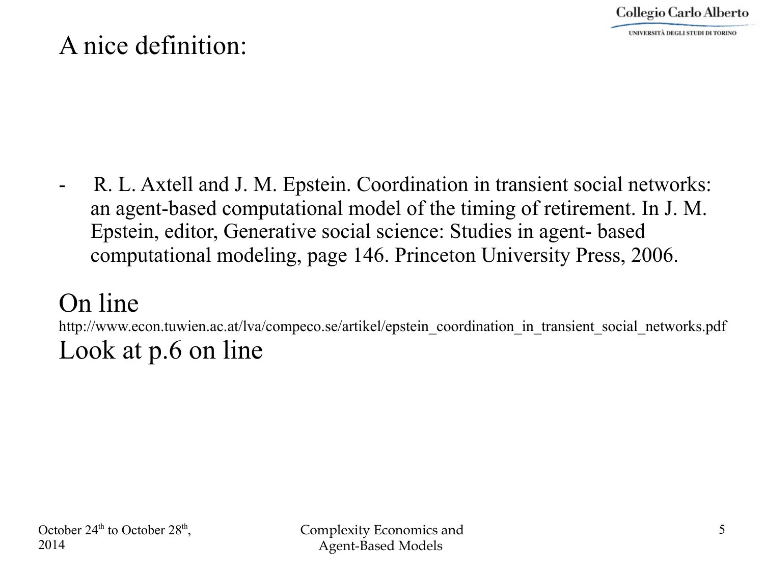# A nice definition:

- R. L. Axtell and J. M. Epstein. Coordination in transient social networks: an agent-based computational model of the timing of retirement. In J. M. Epstein, editor, Generative social science: Studies in agent- based computational modeling, page 146. Princeton University Press, 2006.

## On line

http://www.econ.tuwien.ac.at/lva/compeco.se/artikel/epstein_coordination_in_transient_social_networks.pdf

## Look at p.6 on line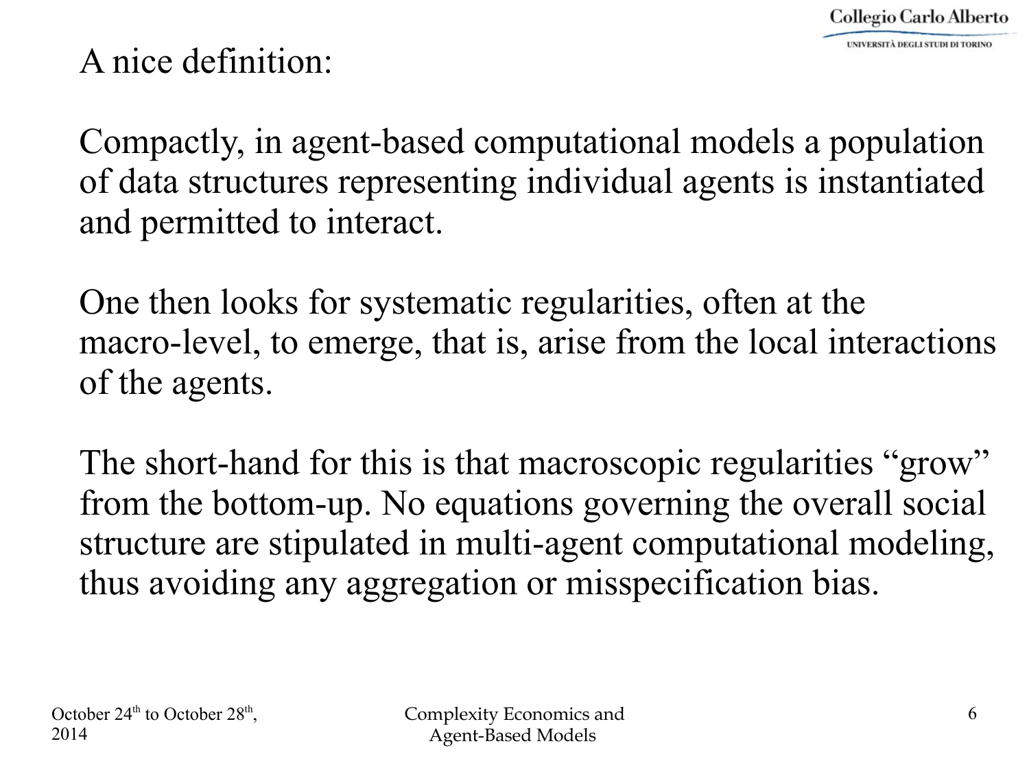A nice definition:

Compactly, in agent-based computational models a population of data structures representing individual agents is instantiated and permitted to interact.

One then looks for systematic regularities, often at the macro-level, to emerge, that is, arise from the local interactions of the agents.

The short-hand for this is that macroscopic regularities “grow” from the bottom-up. No equations governing the overall social structure are stipulated in multi-agent computational modeling, thus avoiding any aggregation or misspecification bias.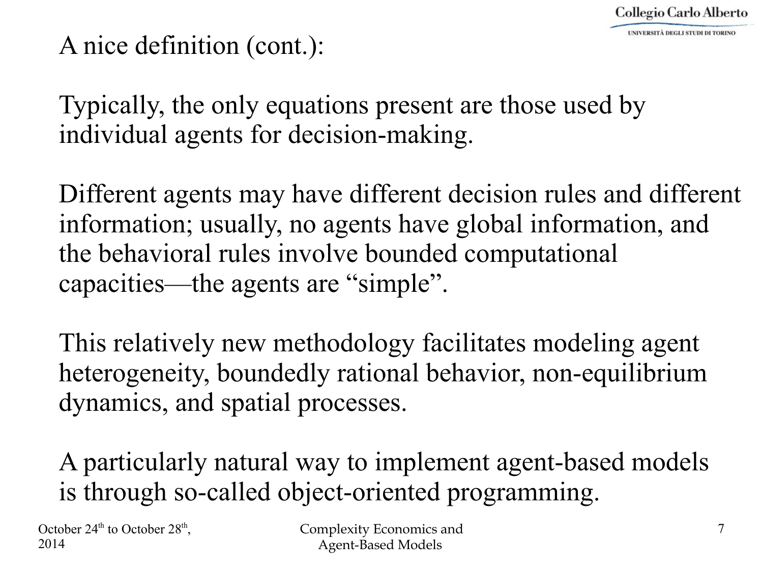# A nice definition (cont.):

Typically, the only equations present are those used by individual agents for decision-making.

Different agents may have different decision rules and different information; usually, no agents have global information, and the behavioral rules involve bounded computational capacities—the agents are "simple".

This relatively new methodology facilitates modeling agent heterogeneity, boundedly rational behavior, non-equilibrium dynamics, and spatial processes.

A particularly natural way to implement agent-based models is through so-called object-oriented programming.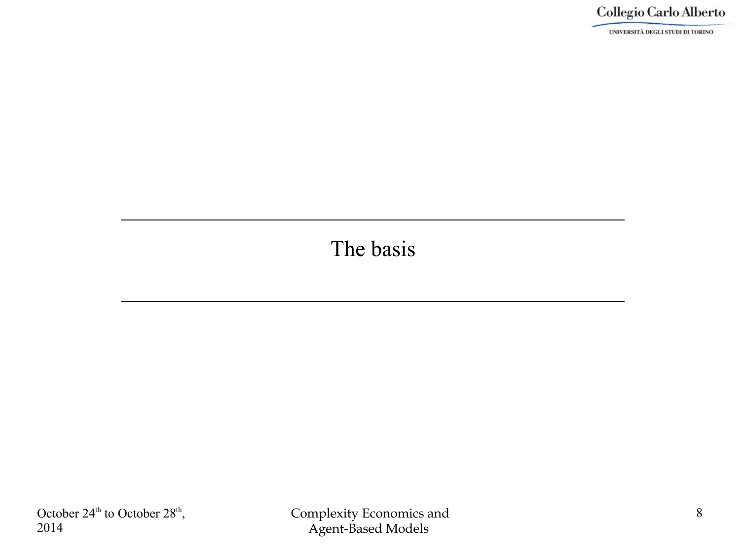# The basis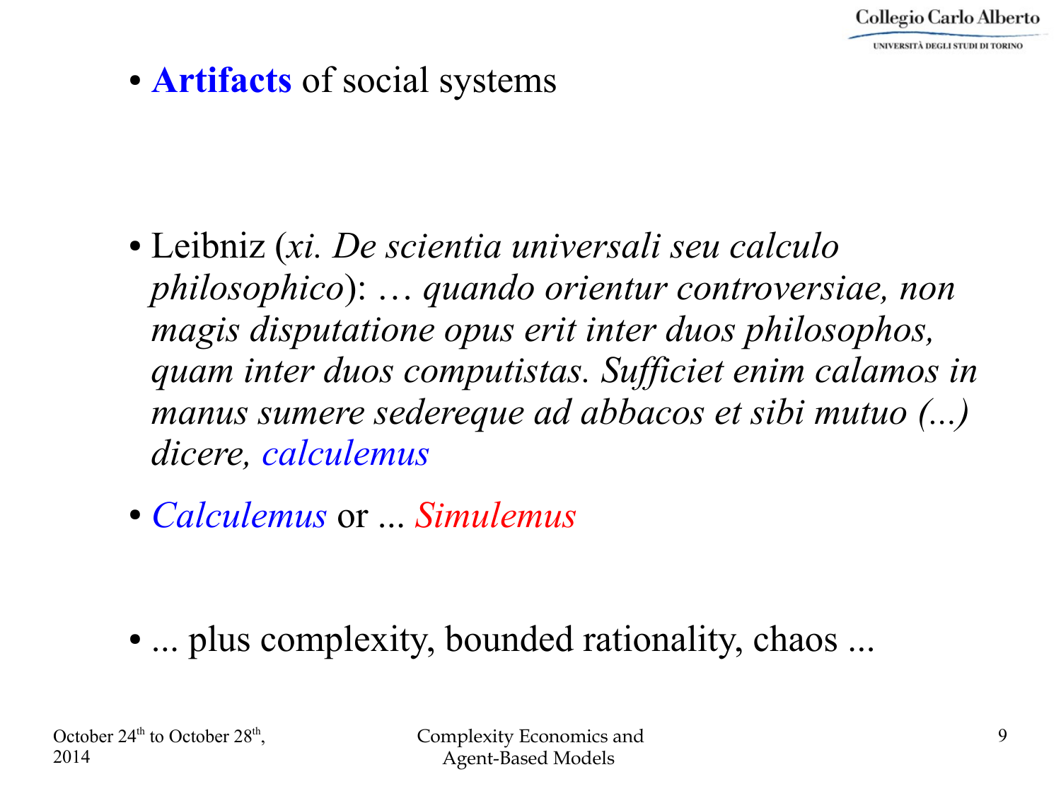- **Artifacts** of social systems

- Leibniz (*xi. De scientia universali seu calculo philosophico*): *… quando orientur controversiae, non magis disputatione opus erit inter duos philosophos, quam inter duos computistas. Sufficiet enim calamos in manus sumere sedereque ad abbacos et sibi mutuo (...) dicere, calculemus*

- *Calculemus* or ... *Simulemus*

- ... plus complexity, bounded rationality, chaos ...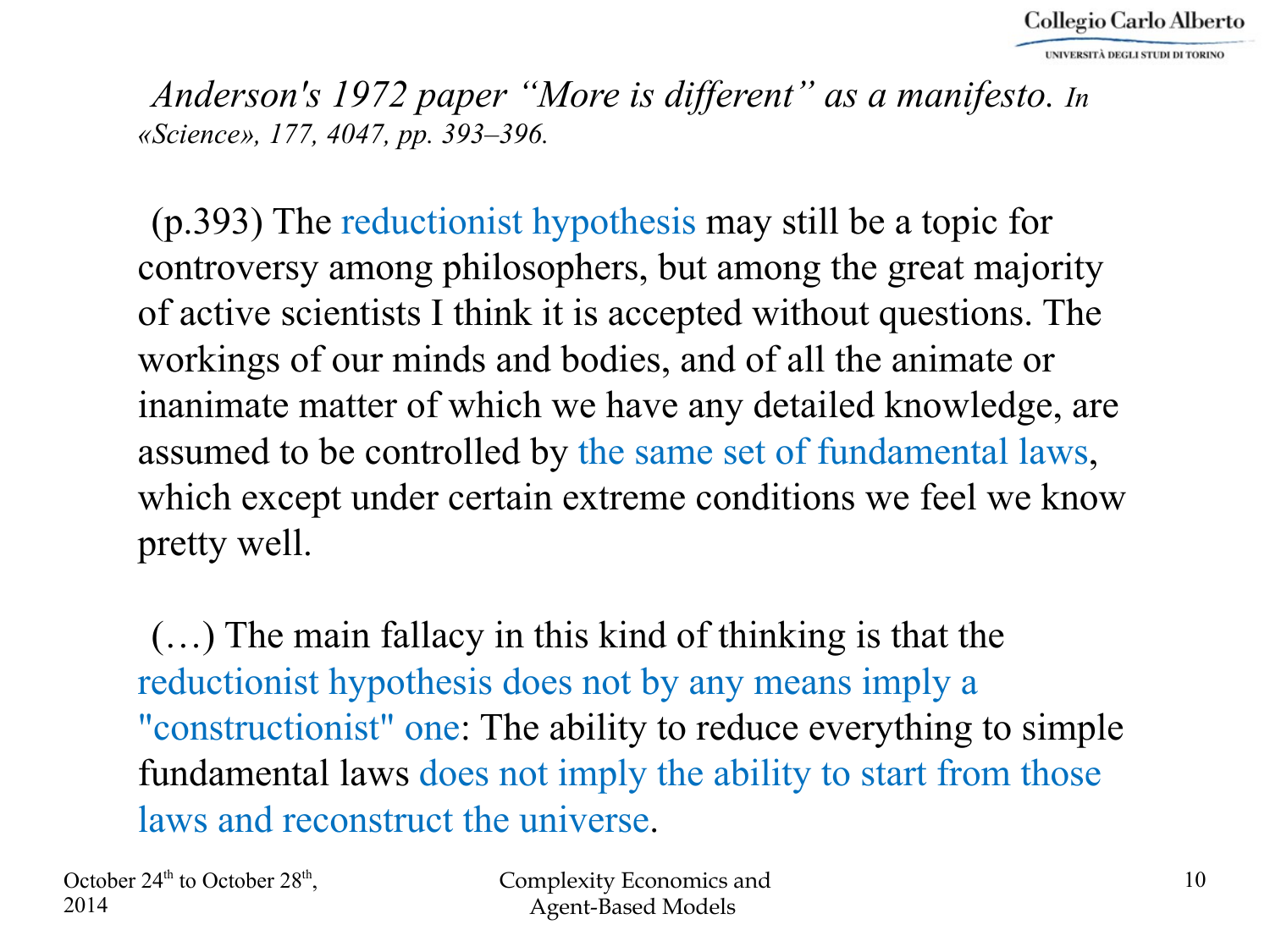*Anderson's 1972 paper "More is different" as a manifesto. In «Science», 177, 4047, pp. 393–396.*

(p.393) The reductionist hypothesis may still be a topic for controversy among philosophers, but among the great majority of active scientists I think it is accepted without questions. The workings of our minds and bodies, and of all the animate or inanimate matter of which we have any detailed knowledge, are assumed to be controlled by the same set of fundamental laws, which except under certain extreme conditions we feel we know pretty well.

(…) The main fallacy in this kind of thinking is that the reductionist hypothesis does not by any means imply a "constructionist" one: The ability to reduce everything to simple fundamental laws does not imply the ability to start from those laws and reconstruct the universe.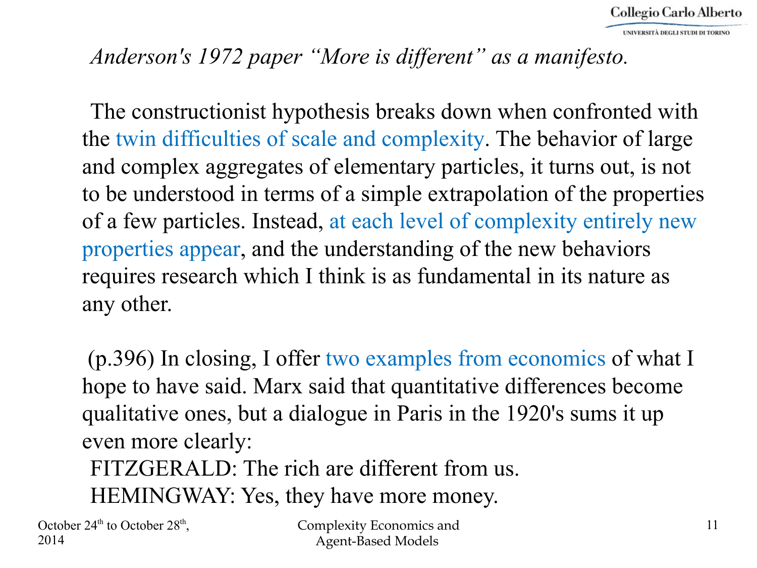## *Anderson's 1972 paper "More is different" as a manifesto.*

The constructionist hypothesis breaks down when confronted with the twin difficulties of scale and complexity. The behavior of large and complex aggregates of elementary particles, it turns out, is not to be understood in terms of a simple extrapolation of the properties of a few particles. Instead, at each level of complexity entirely new properties appear, and the understanding of the new behaviors requires research which I think is as fundamental in its nature as any other.

(p.396) In closing, I offer two examples from economics of what I hope to have said. Marx said that quantitative differences become qualitative ones, but a dialogue in Paris in the 1920's sums it up even more clearly:

FITZGERALD: The rich are different from us.

HEMINGWAY: Yes, they have more money.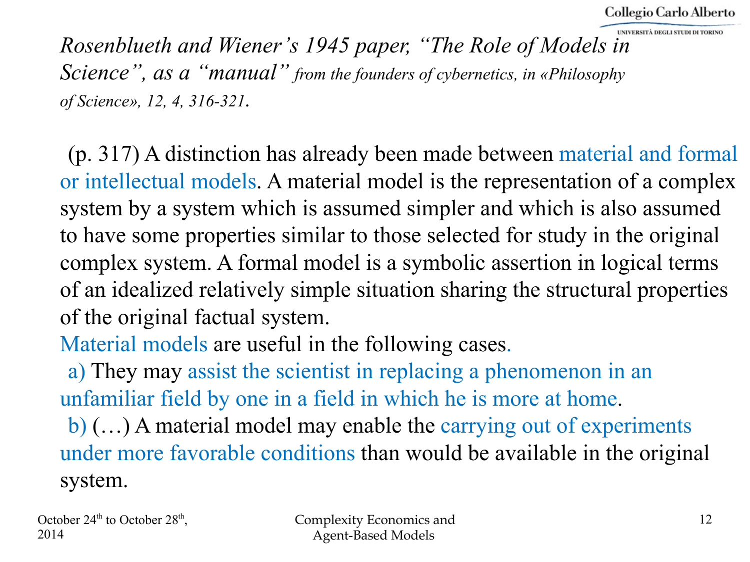*Rosenblueth and Wiener's 1945 paper, "The Role of Models in Science", as a "manual" from the founders of cybernetics, in «Philosophy of Science», 12, 4, 316-321.*

(p. 317) A distinction has already been made between material and formal or intellectual models. A material model is the representation of a complex system by a system which is assumed simpler and which is also assumed to have some properties similar to those selected for study in the original complex system. A formal model is a symbolic assertion in logical terms of an idealized relatively simple situation sharing the structural properties of the original factual system.

Material models are useful in the following cases.

a) They may assist the scientist in replacing a phenomenon in an unfamiliar field by one in a field in which he is more at home.

b) (…) A material model may enable the carrying out of experiments under more favorable conditions than would be available in the original system.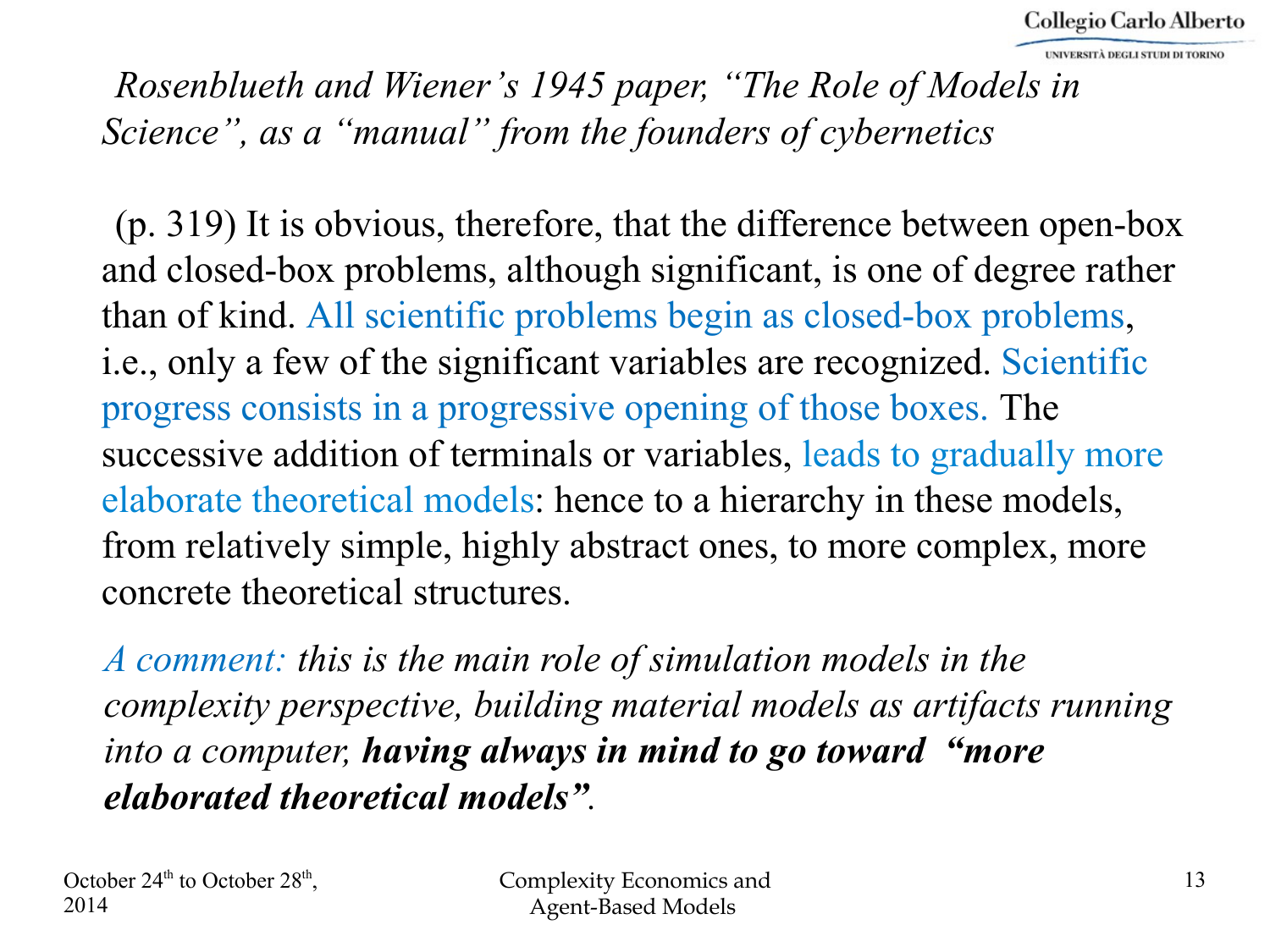## *Rosenblueth and Wiener's 1945 paper, "The Role of Models in Science", as a "manual" from the founders of cybernetics*

(p. 319) It is obvious, therefore, that the difference between open-box and closed-box problems, although significant, is one of degree rather than of kind. All scientific problems begin as closed-box problems, i.e., only a few of the significant variables are recognized. Scientific progress consists in a progressive opening of those boxes. The successive addition of terminals or variables, leads to gradually more elaborate theoretical models: hence to a hierarchy in these models, from relatively simple, highly abstract ones, to more complex, more concrete theoretical structures.

*A comment: this is the main role of simulation models in the complexity perspective, building material models as artifacts running into a computer, **having always in mind to go toward "more elaborated theoretical models"**.*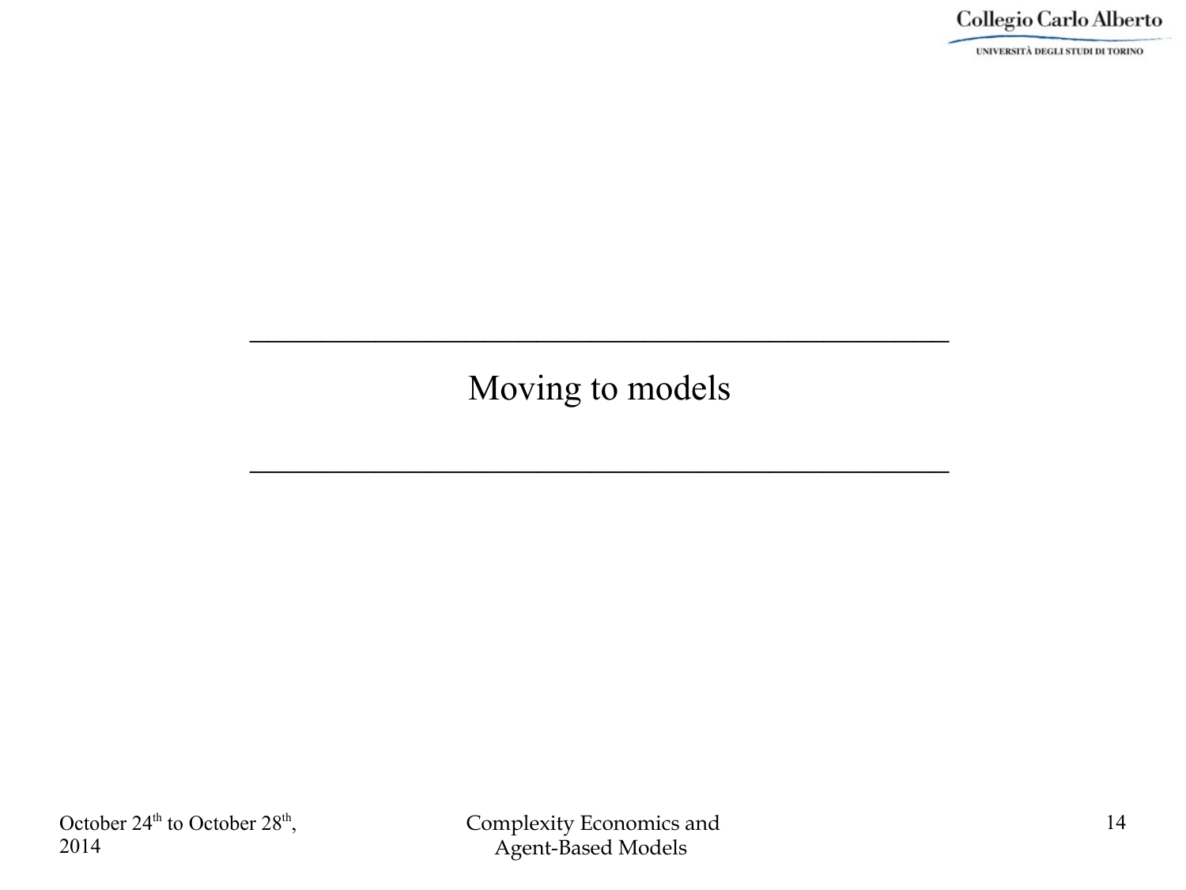# Moving to models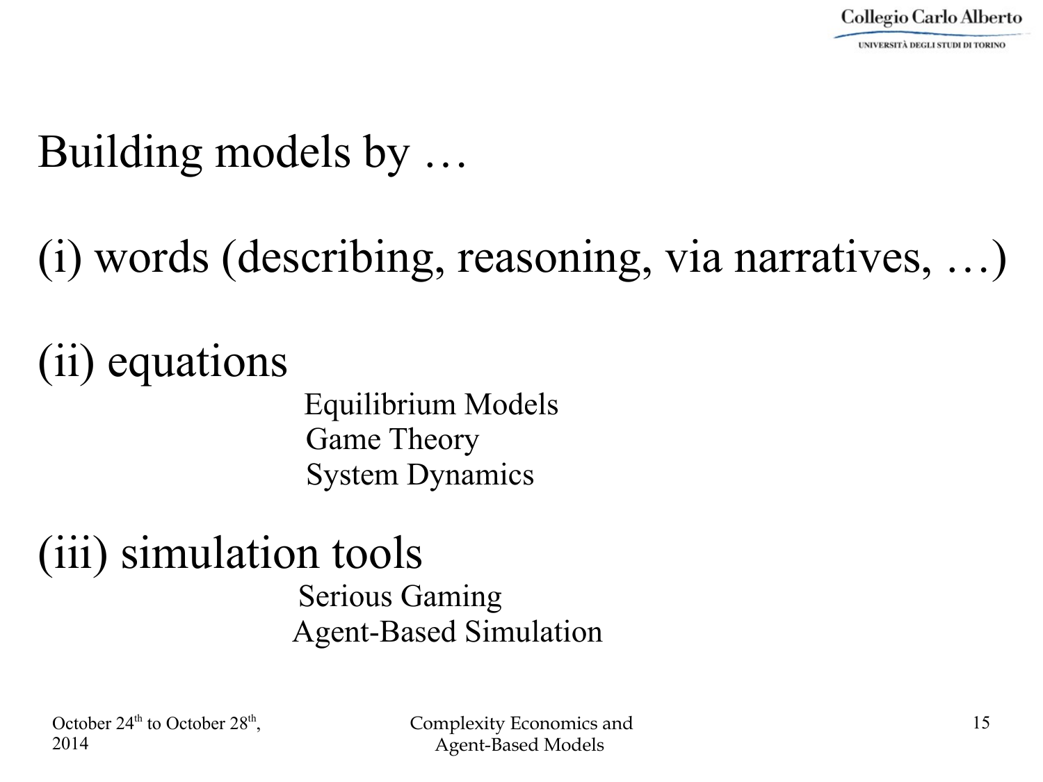# Building models by …

(i) words (describing, reasoning, via narratives, …)

(ii) equations

- Equilibrium Models
- Game Theory
- System Dynamics

(iii) simulation tools

- Serious Gaming
- Agent-Based Simulation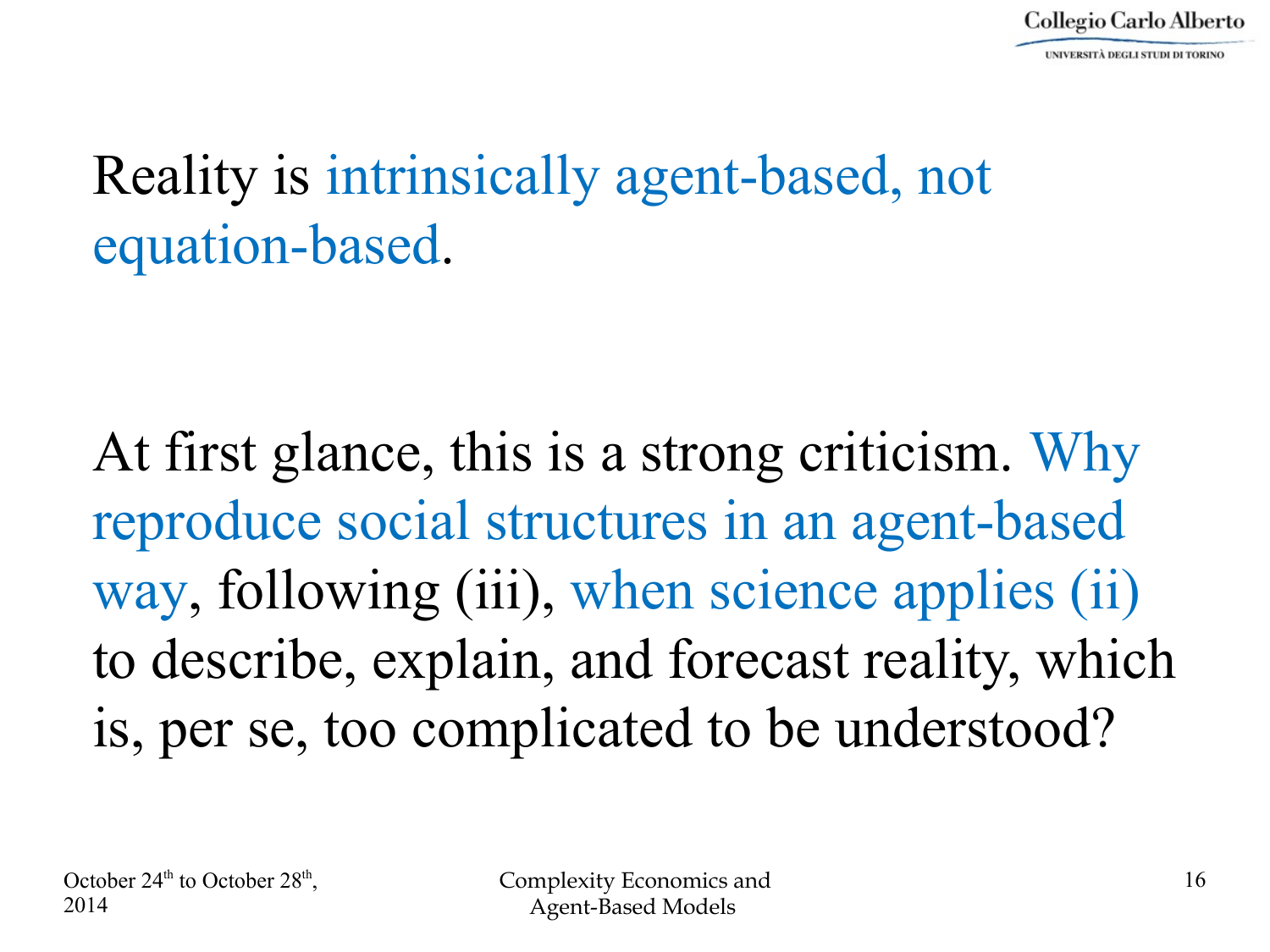Reality is intrinsically agent-based, not equation-based.

At first glance, this is a strong criticism. Why reproduce social structures in an agent-based way, following (iii), when science applies (ii) to describe, explain, and forecast reality, which is, per se, too complicated to be understood?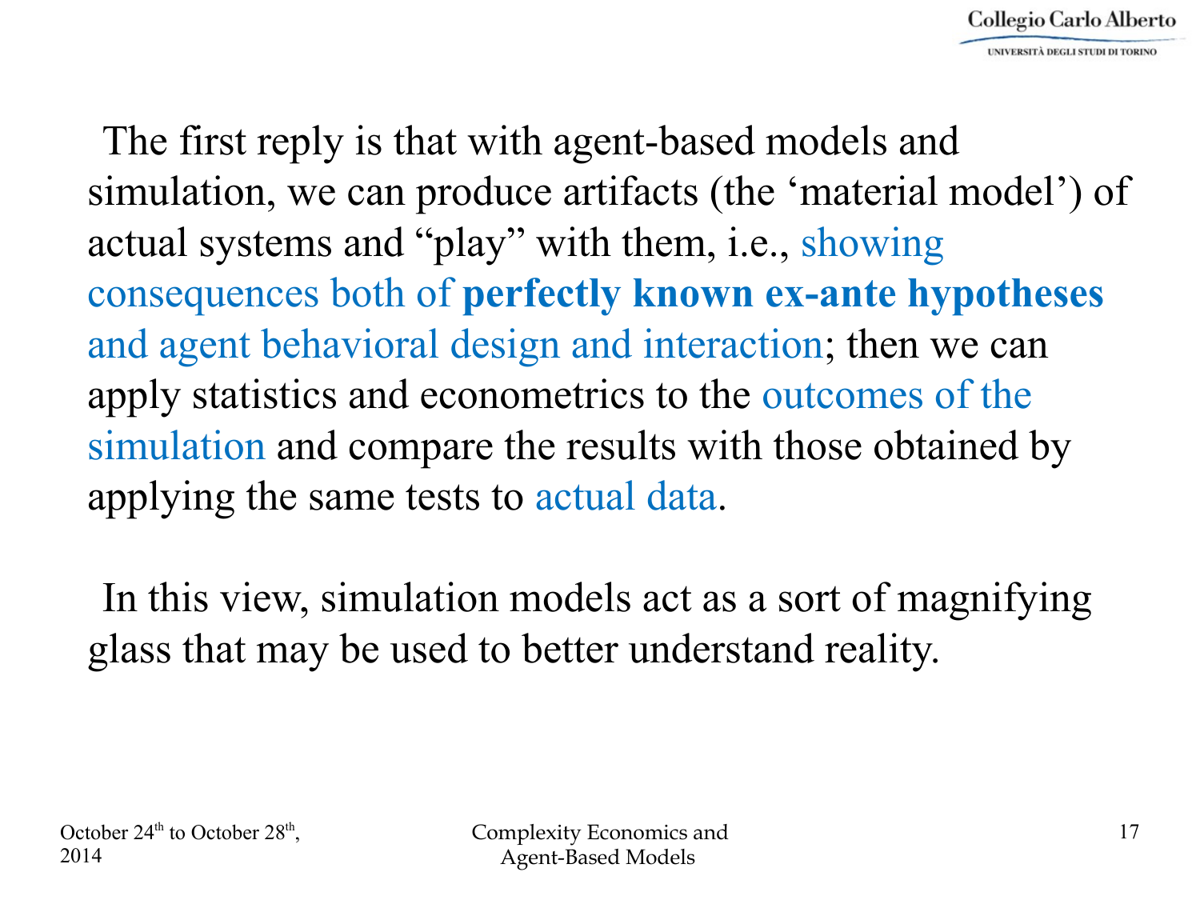The first reply is that with agent-based models and simulation, we can produce artifacts (the ‘material model’) of actual systems and “play” with them, i.e., showing consequences both of **perfectly known ex-ante hypotheses** and agent behavioral design and interaction; then we can apply statistics and econometrics to the outcomes of the simulation and compare the results with those obtained by applying the same tests to actual data.

In this view, simulation models act as a sort of magnifying glass that may be used to better understand reality.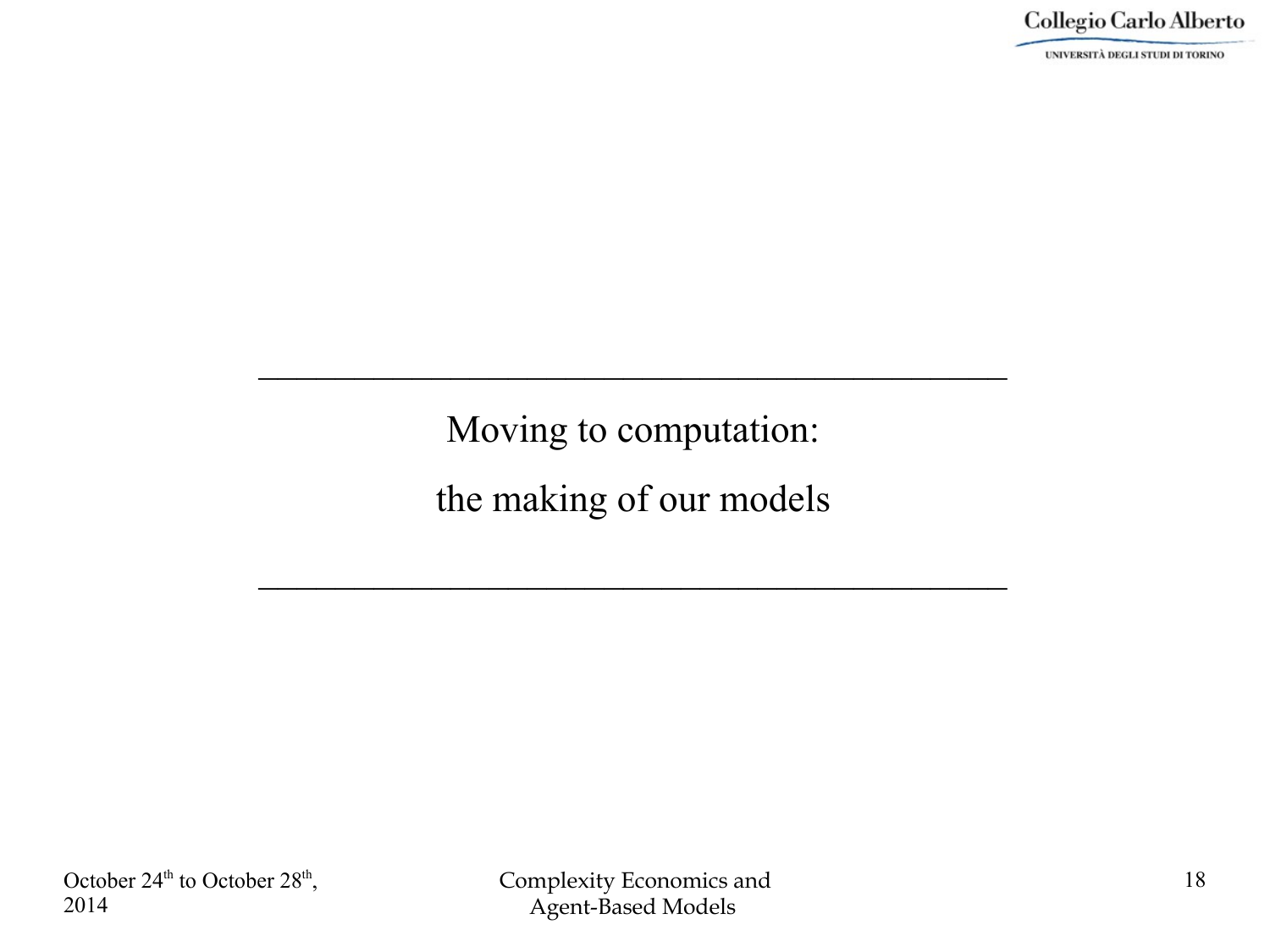---

## Moving to computation: the making of our models

---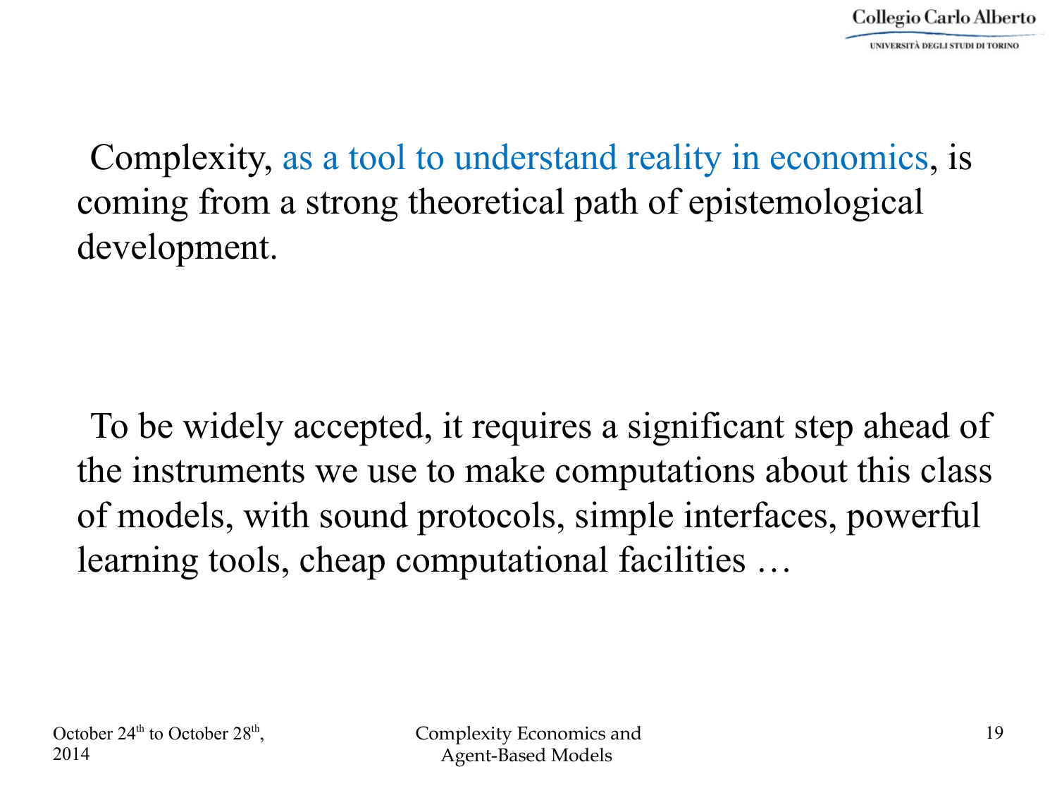Complexity, as a tool to understand reality in economics, is coming from a strong theoretical path of epistemological development.

To be widely accepted, it requires a significant step ahead of the instruments we use to make computations about this class of models, with sound protocols, simple interfaces, powerful learning tools, cheap computational facilities …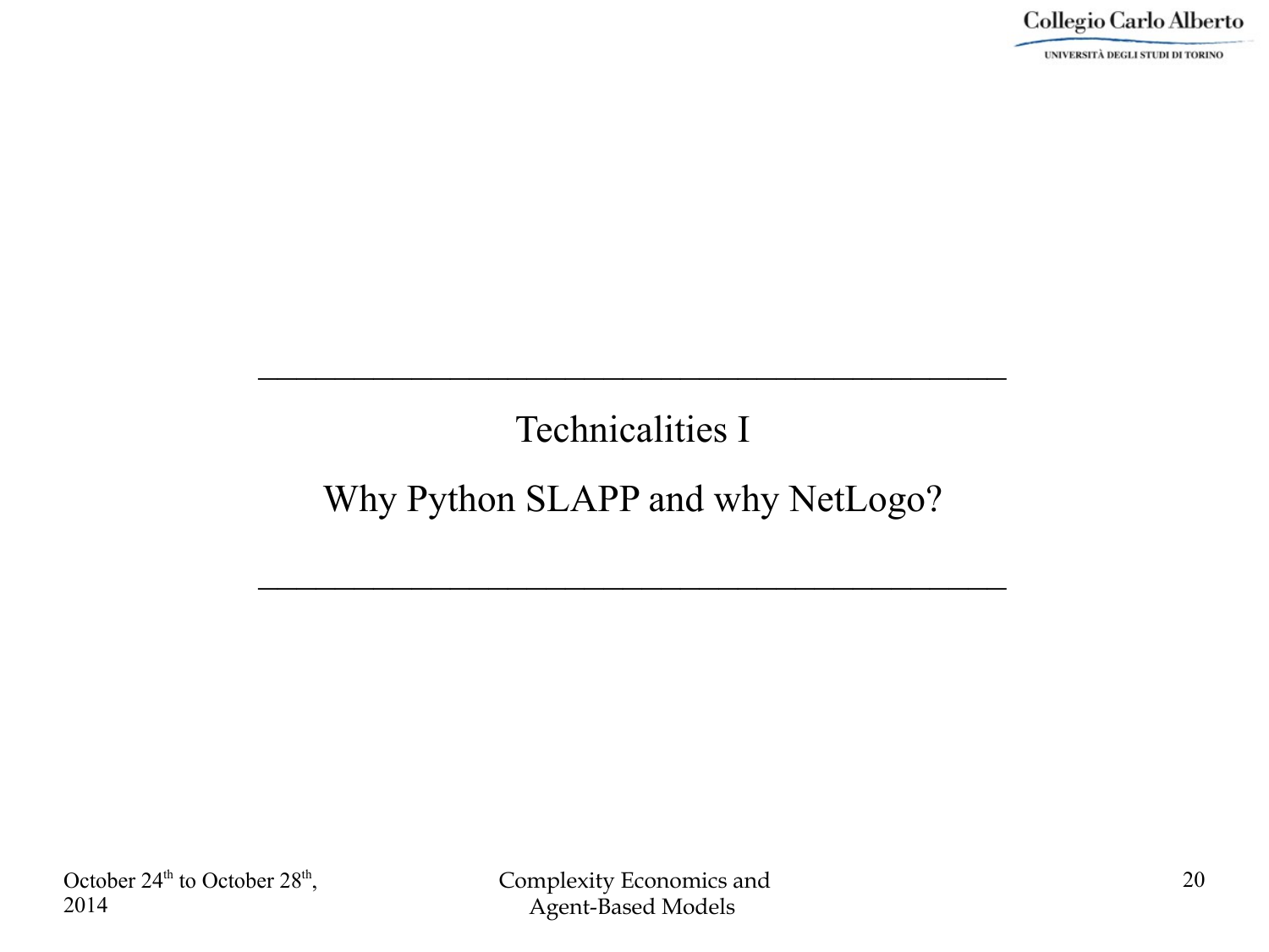## Technicalities I

## Why Python SLAPP and why NetLogo?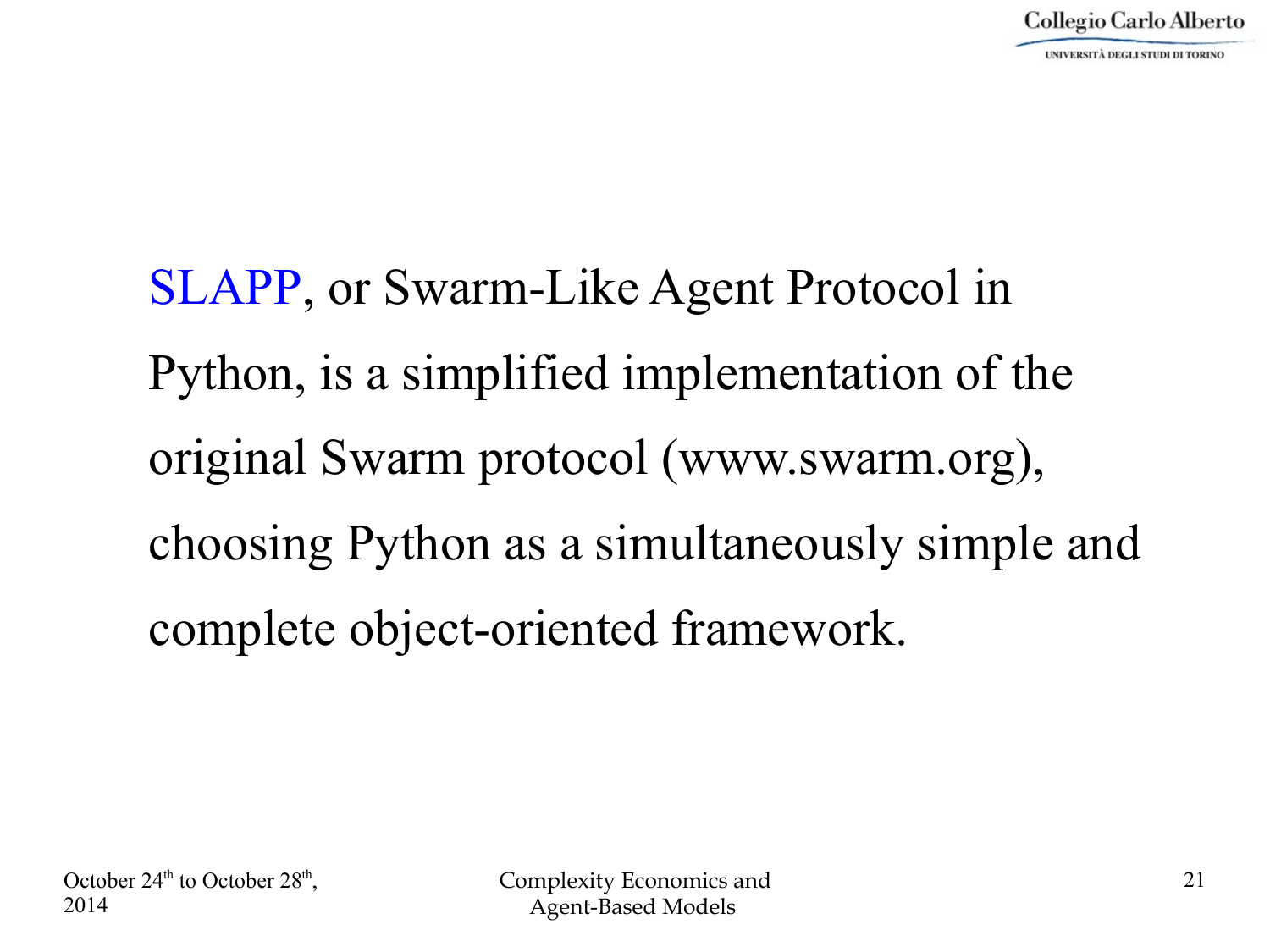SLAPP, or Swarm-Like Agent Protocol in Python, is a simplified implementation of the original Swarm protocol (www.swarm.org), choosing Python as a simultaneously simple and complete object-oriented framework.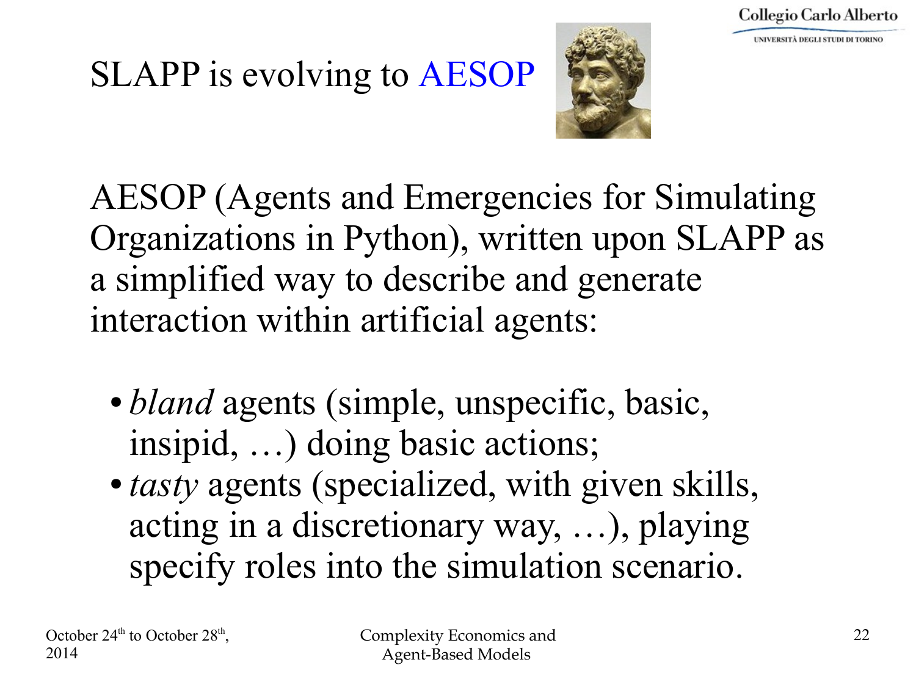# SLAPP is evolving to AESOP

AESOP (Agents and Emergencies for Simulating Organizations in Python), written upon SLAPP as a simplified way to describe and generate interaction within artificial agents:

- *bland* agents (simple, unspecific, basic, insipid, …) doing basic actions;
- *tasty* agents (specialized, with given skills, acting in a discretionary way, …), playing specify roles into the simulation scenario.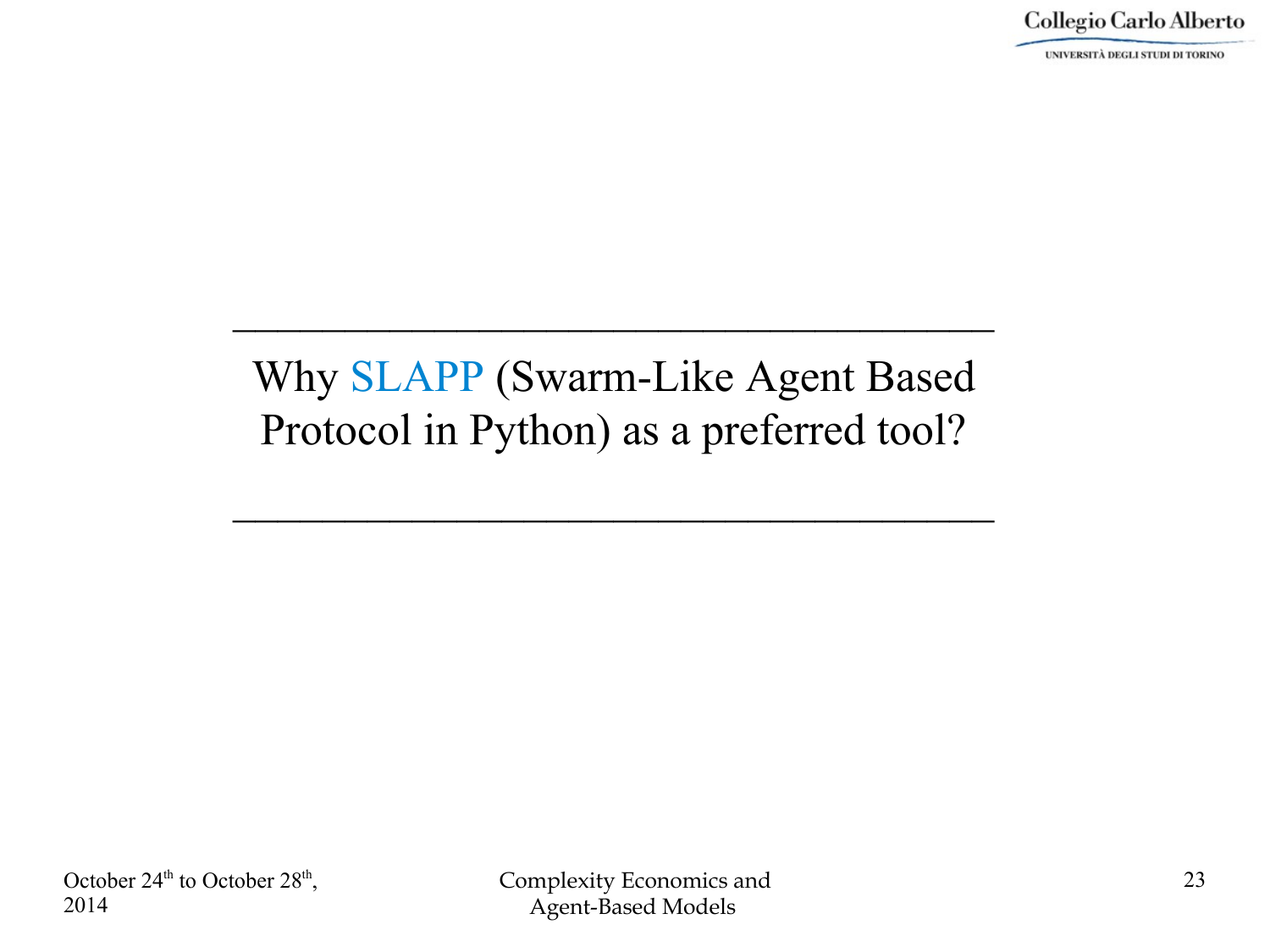# Why SLAPP (Swarm-Like Agent Based Protocol in Python) as a preferred tool?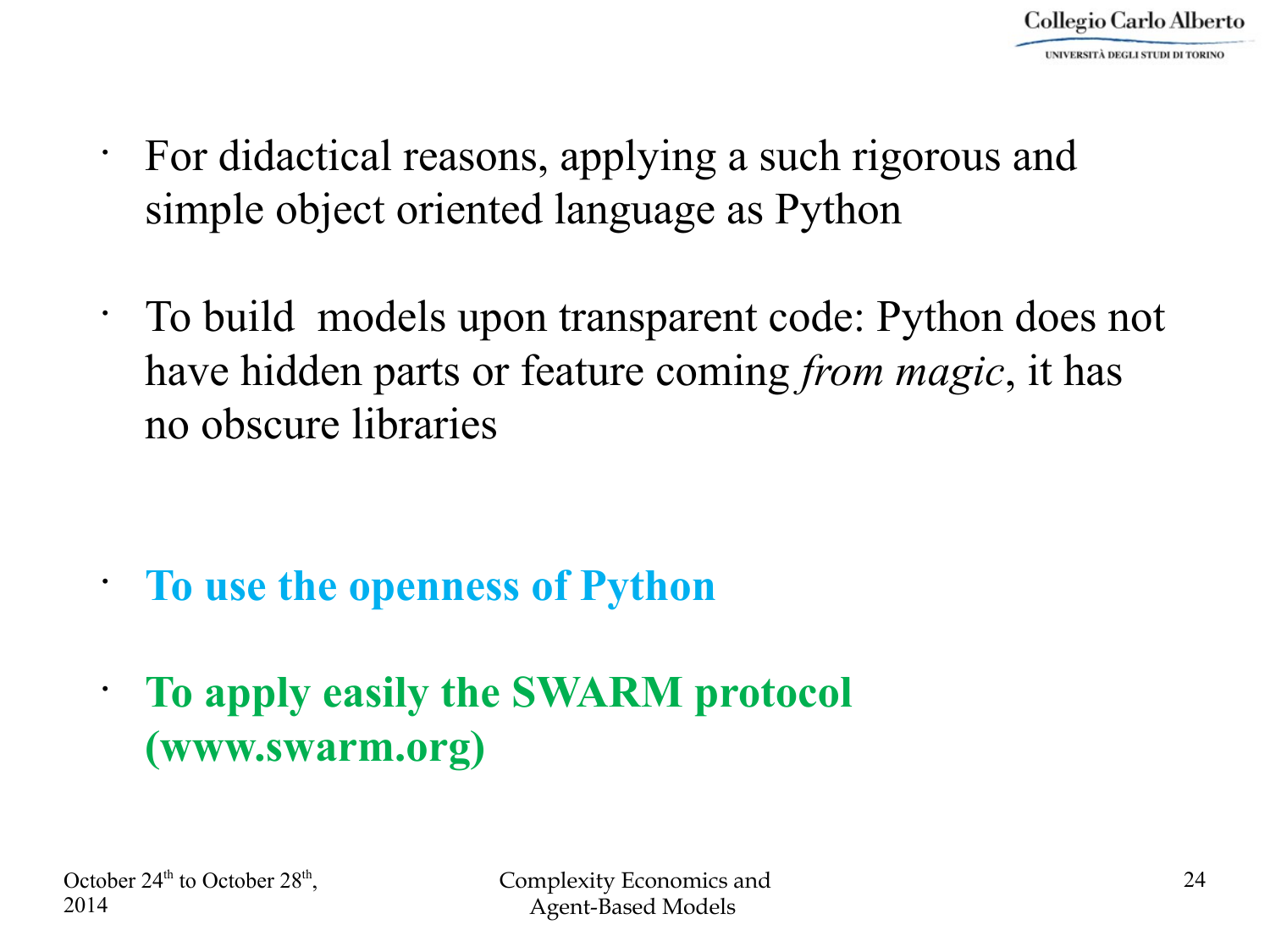- For didactical reasons, applying a such rigorous and simple object oriented language as Python

- To build models upon transparent code: Python does not have hidden parts or feature coming *from magic*, it has no obscure libraries

- **To use the openness of Python**

- **To apply easily the SWARM protocol (www.swarm.org)**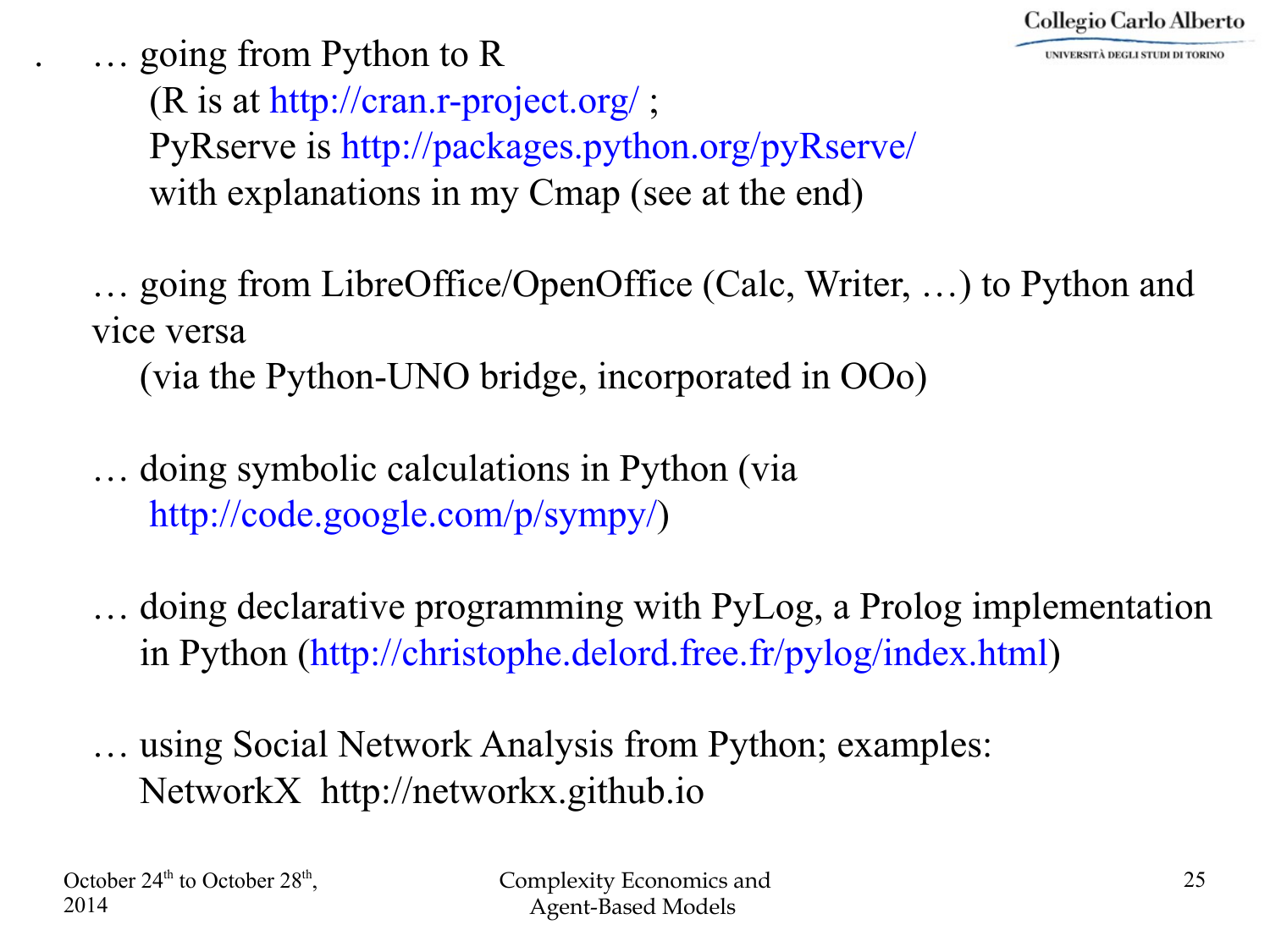. … going from Python to R
(R is at http://cran.r-project.org/ ;
PyRserve is http://packages.python.org/pyRserve/
with explanations in my Cmap (see at the end)

… going from LibreOffice/OpenOffice (Calc, Writer, …) to Python and vice versa
(via the Python-UNO bridge, incorporated in OOo)

… doing symbolic calculations in Python (via
http://code.google.com/p/sympy/)

… doing declarative programming with PyLog, a Prolog implementation in Python (http://christophe.delord.free.fr/pylog/index.html)

… using Social Network Analysis from Python; examples:
NetworkX http://networkx.github.io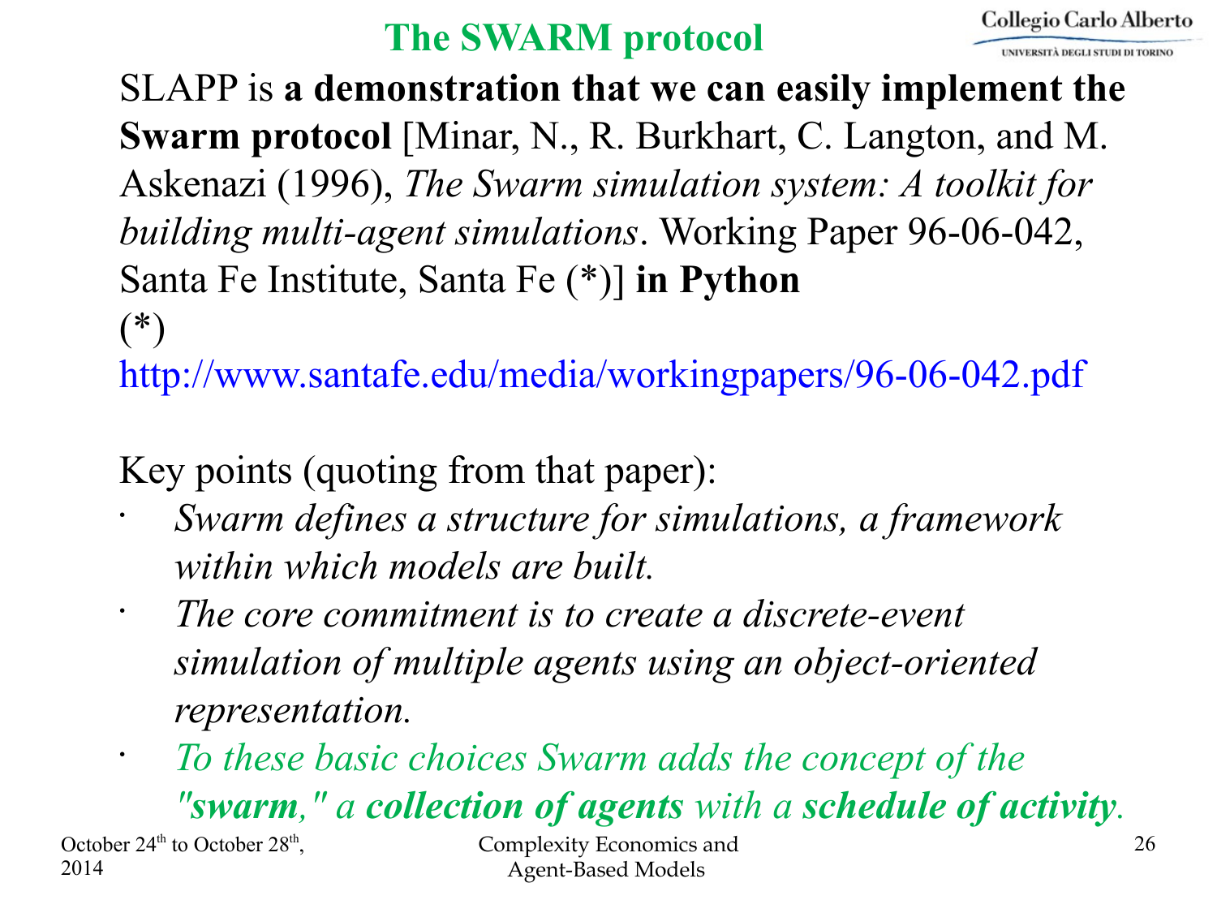# The SWARM protocol

SLAPP is **a demonstration that we can easily implement the Swarm protocol** [Minar, N., R. Burkhart, C. Langton, and M. Askenazi (1996), *The Swarm simulation system: A toolkit for building multi-agent simulations*. Working Paper 96-06-042, Santa Fe Institute, Santa Fe (*)] **in Python**

(*) http://www.santafe.edu/media/workingpapers/96-06-042.pdf

Key points (quoting from that paper):

- *Swarm defines a structure for simulations, a framework within which models are built.*
- *The core commitment is to create a discrete-event simulation of multiple agents using an object-oriented representation.*
- *To these basic choices Swarm adds the concept of the **"swarm,"** a **collection of agents** with a **schedule of activity**.*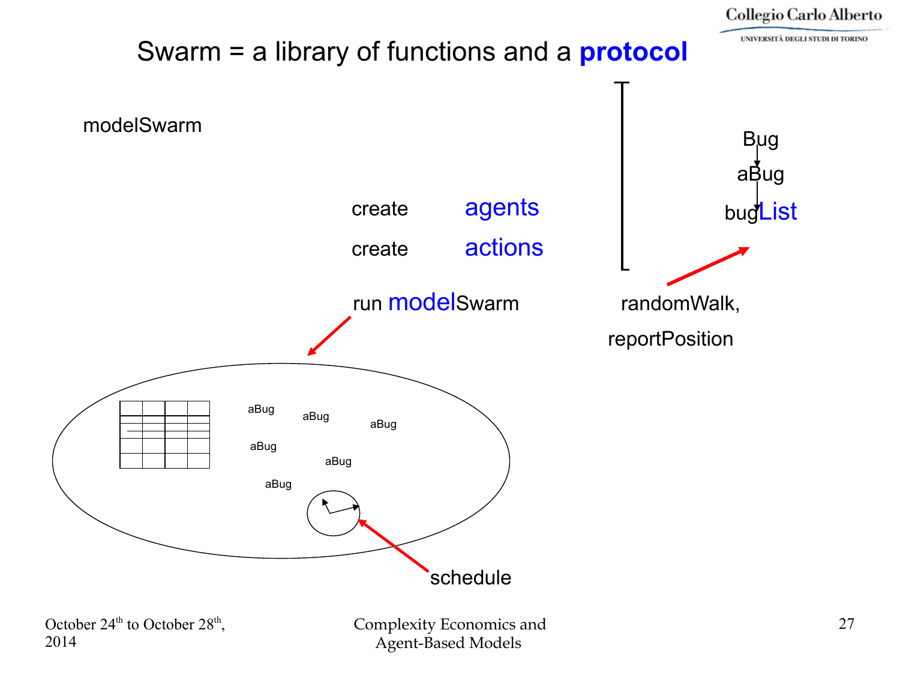# Swarm = a library of functions and a **protocol**

modelSwarm

create agents

create actions

run modelSwarm

Bug

aBug

bugList

randomWalk,

reportPosition

aBug aBug aBug aBug aBug aBug

schedule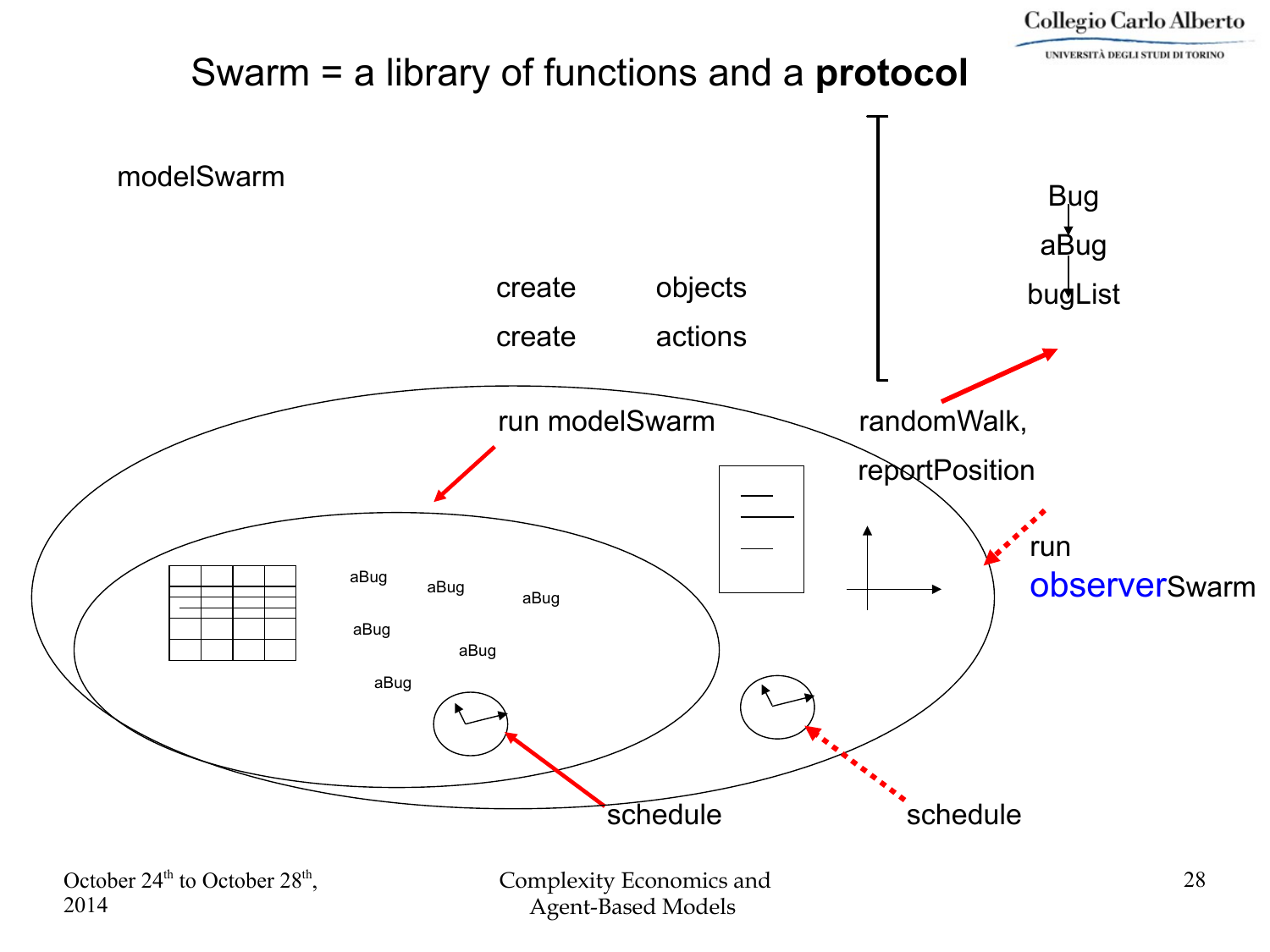# Swarm = a library of functions and a **protocol**

modelSwarm

create objects

create actions

run modelSwarm

Bug

aBug

bugList

randomWalk,

reportPosition

aBug aBug aBug

aBug aBug

aBug

run

observerSwarm

schedule

schedule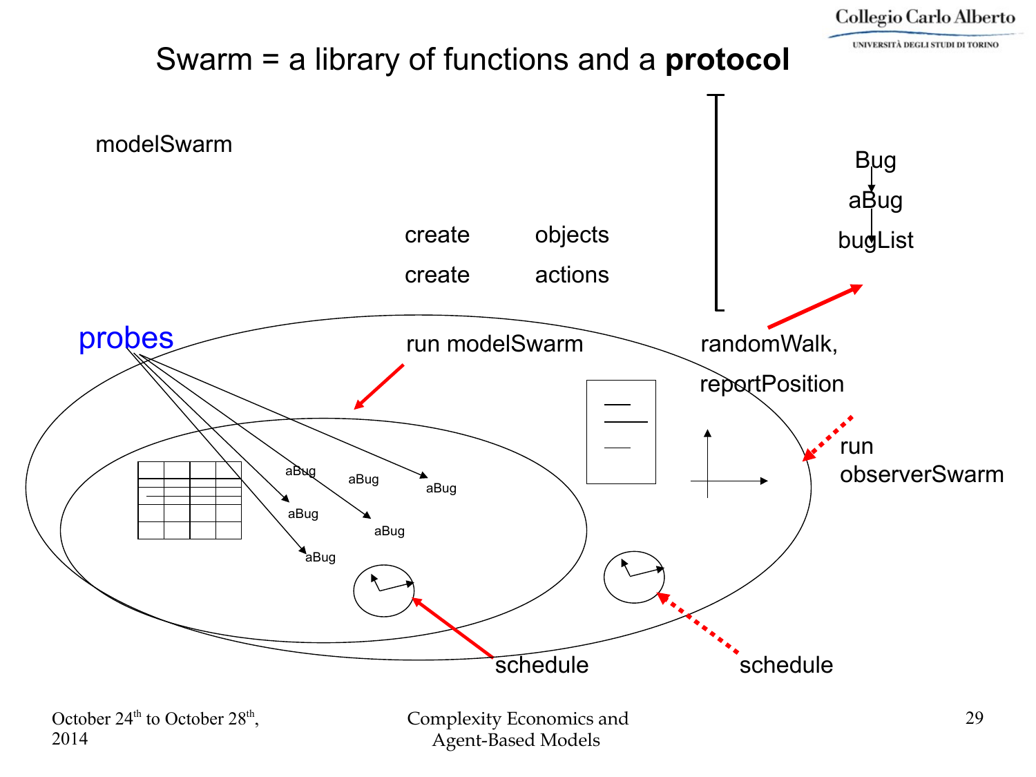# Swarm = a library of functions and a **protocol**

modelSwarm

create objects

create actions

Bug

aBug

bugList

probes

run modelSwarm

randomWalk,

reportPosition

aBug

aBug

aBug

aBug

aBug

aBug

run observerSwarm

schedule

schedule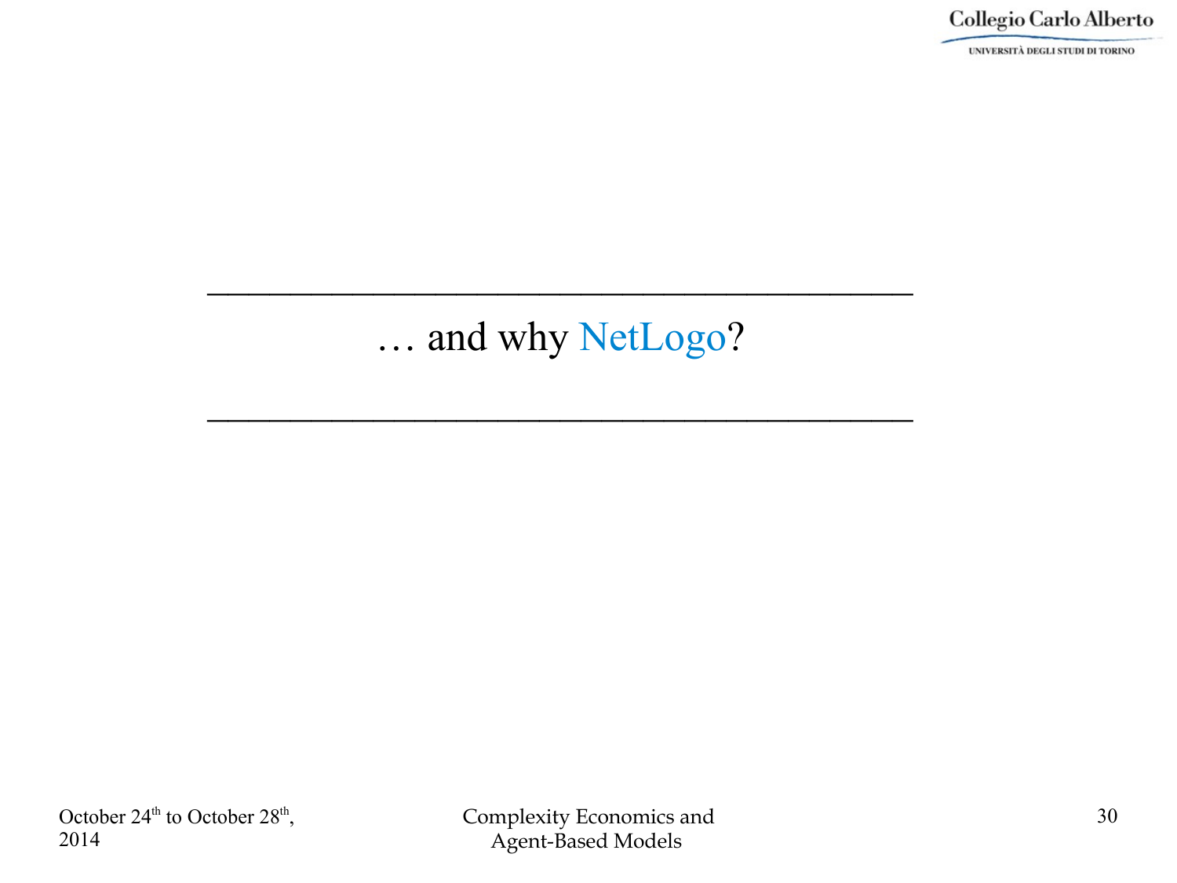## … and why NetLogo?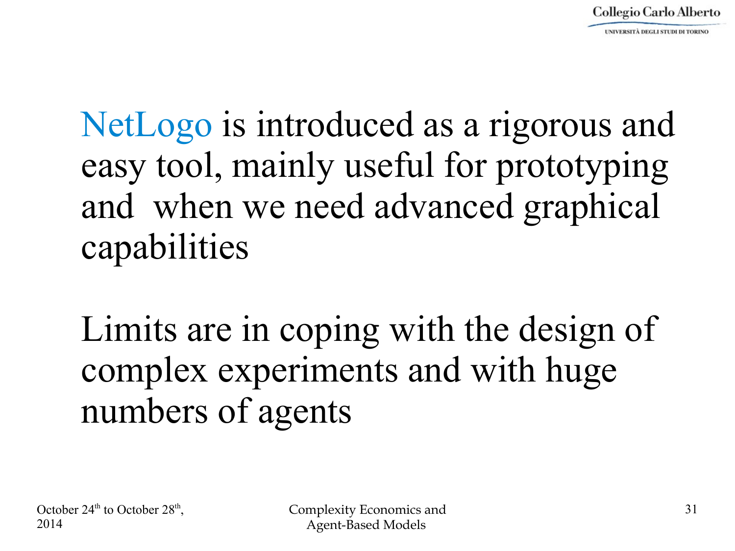NetLogo is introduced as a rigorous and easy tool, mainly useful for prototyping and when we need advanced graphical capabilities

Limits are in coping with the design of complex experiments and with huge numbers of agents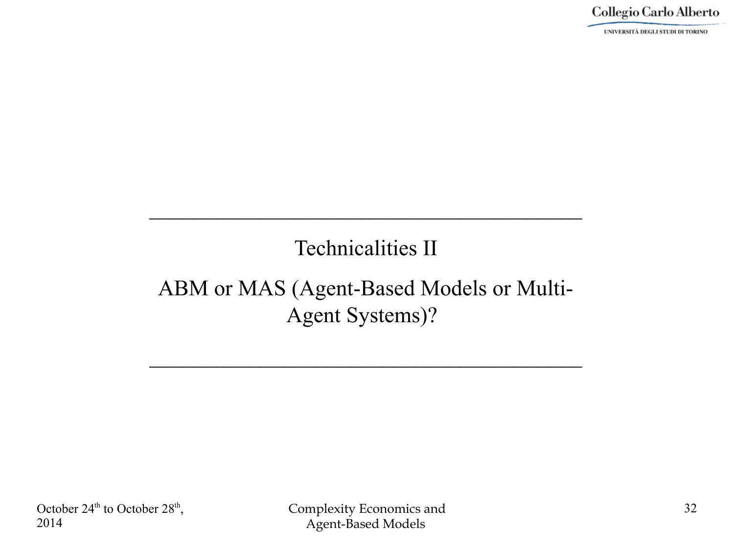## Technicalities II

## ABM or MAS (Agent-Based Models or Multi-Agent Systems)?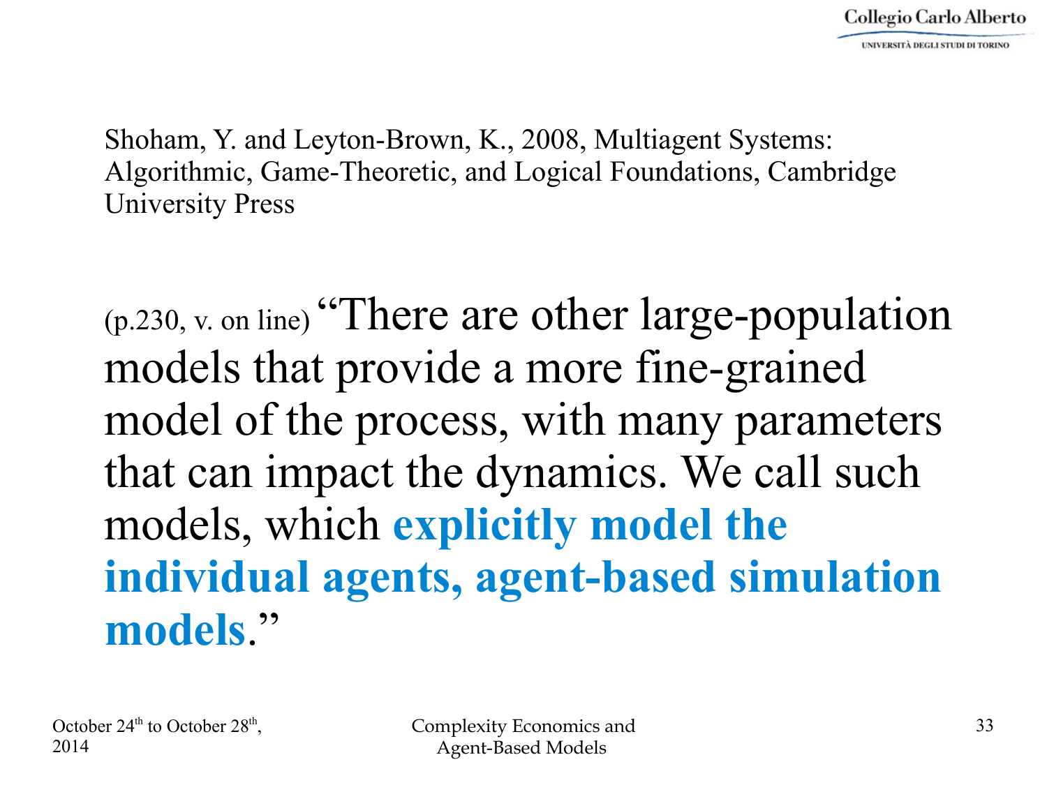Shoham, Y. and Leyton-Brown, K., 2008, Multiagent Systems: Algorithmic, Game-Theoretic, and Logical Foundations, Cambridge University Press

(p.230, v. on line) "There are other large-population models that provide a more fine-grained model of the process, with many parameters that can impact the dynamics. We call such models, which **explicitly model the individual agents, agent-based simulation models**."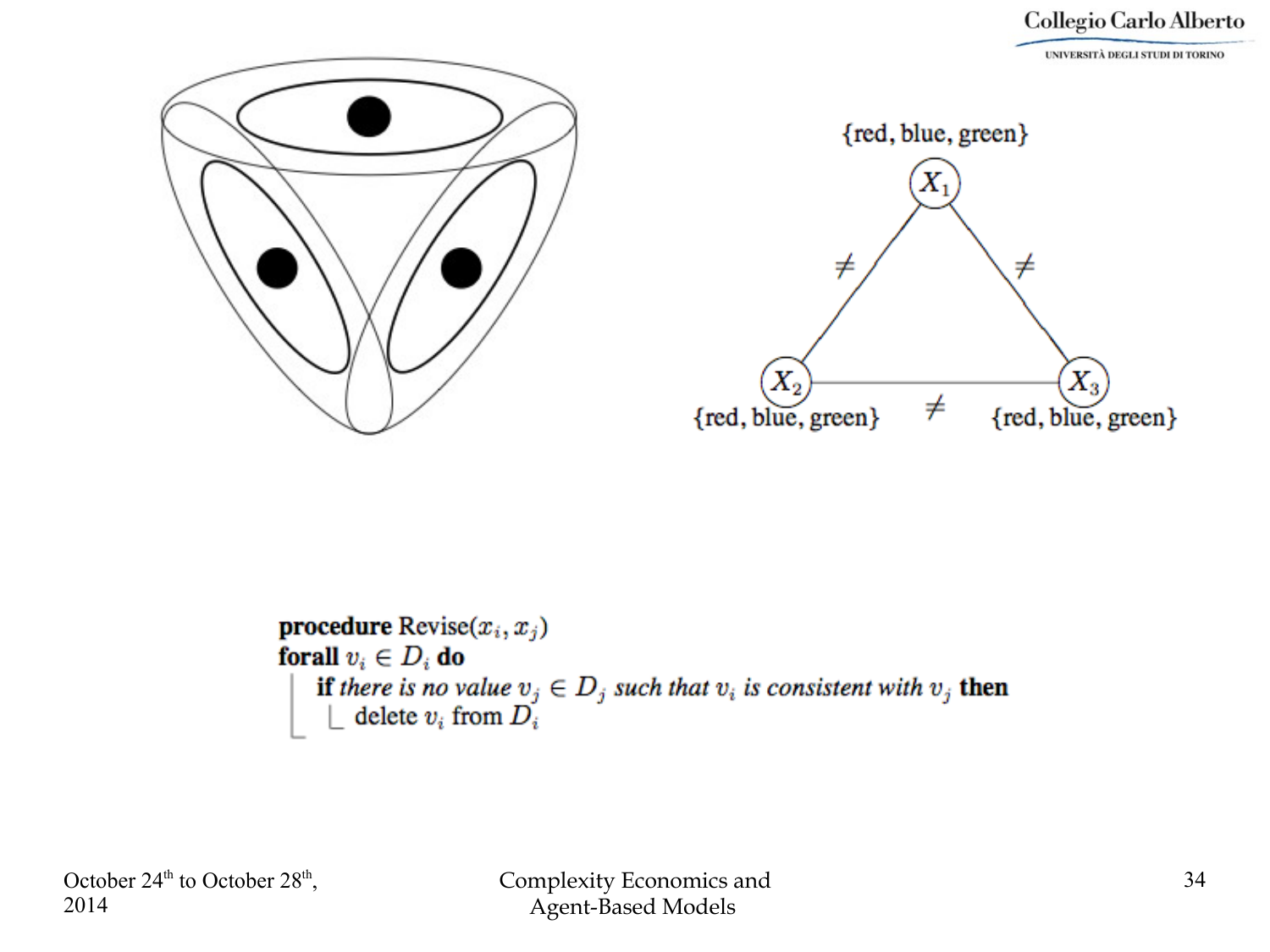{red, blue, green}

$X_1$

$\neq$ $\neq$

$X_2$ $X_3$

{red, blue, green} $\neq$ {red, blue, green}

```
procedure Revise(x_i, x_j)
forall v_i ∈ D_i do
    if there is no value v_j ∈ D_j such that v_i is consistent with v_j then
        delete v_i from D_i
```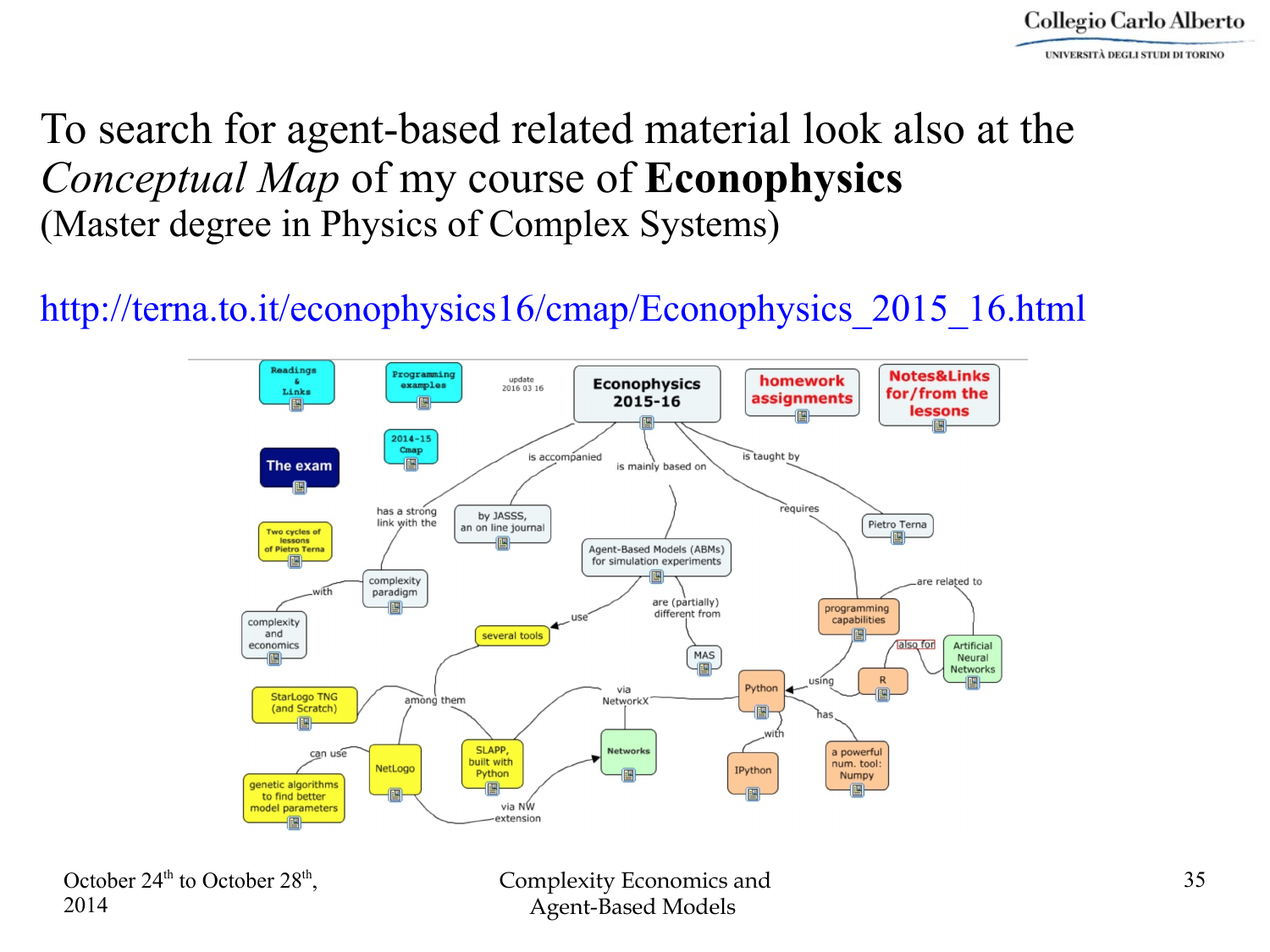To search for agent-based related material look also at the *Conceptual Map* of my course of **Econophysics**
(Master degree in Physics of Complex Systems)

http://terna.to.it/econophysics16/cmap/Econophysics_2015_16.html

Readings & Links

Programming examples

update 2016 03 16

Econophysics 2015-16

homework assignments

Notes&Links for/from the lessons

The exam

2014-15 Cmap

is accompanied

is mainly based on

is taught by

Two cycles of lessons of Pietro Terna

has a strong link with the

by JASSS, an on line journal

requires

Pietro Terna

Agent-Based Models (ABMs) for simulation experiments

complexity paradigm

with

complexity and economics

are (partially) different from

use

several tools

programming capabilities

are related to

MAS

also for

Artificial Neural Networks

R

StarLogo TNG (and Scratch)

among them

via NetworkX

Python

using

has

Networks

SLAPP, built with Python

with

can use

genetic algorithms to find better model parameters

NetLogo

IPython

a powerful num. tool: Numpy

via NW extension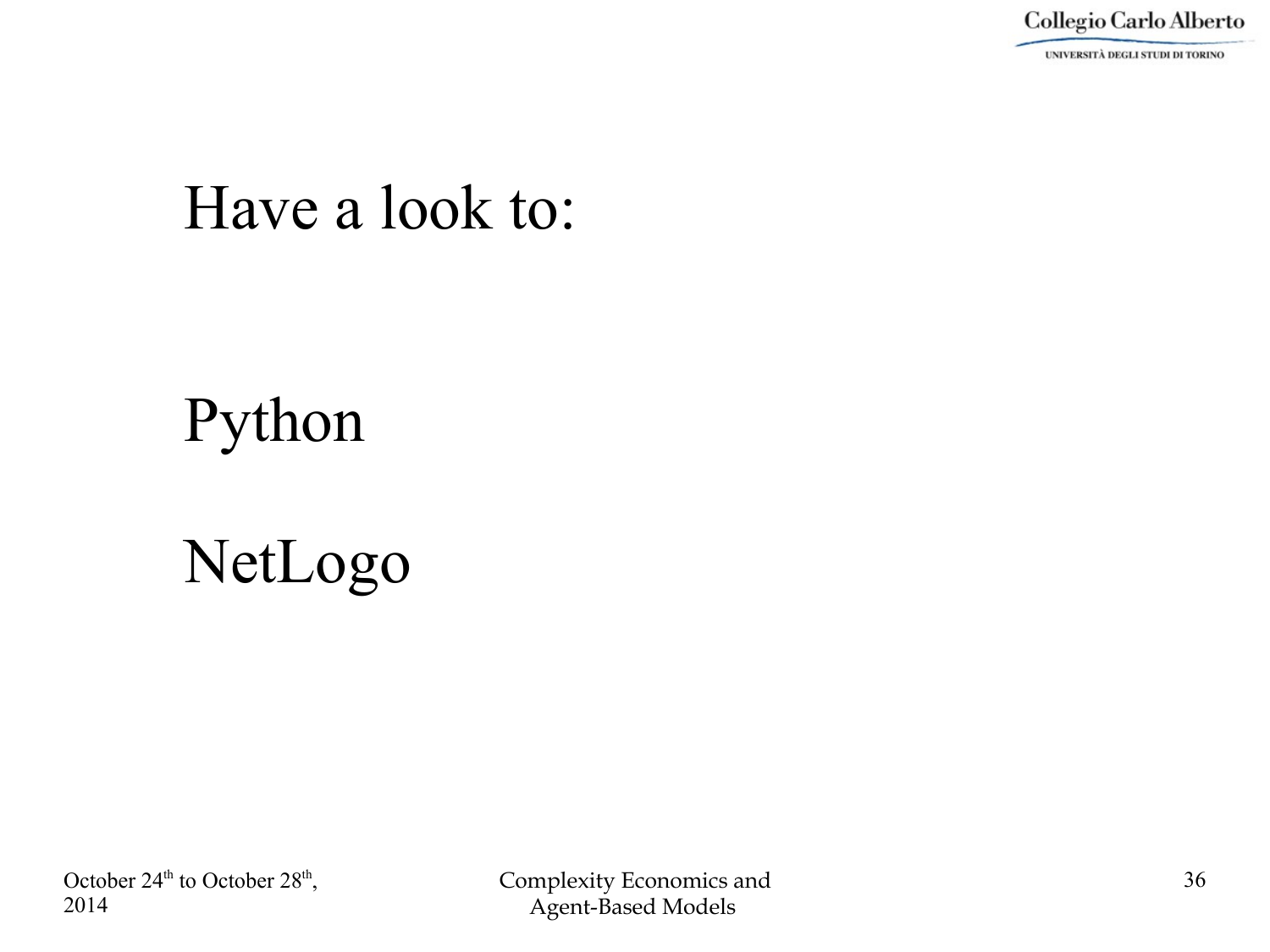Have a look to:

Python

NetLogo